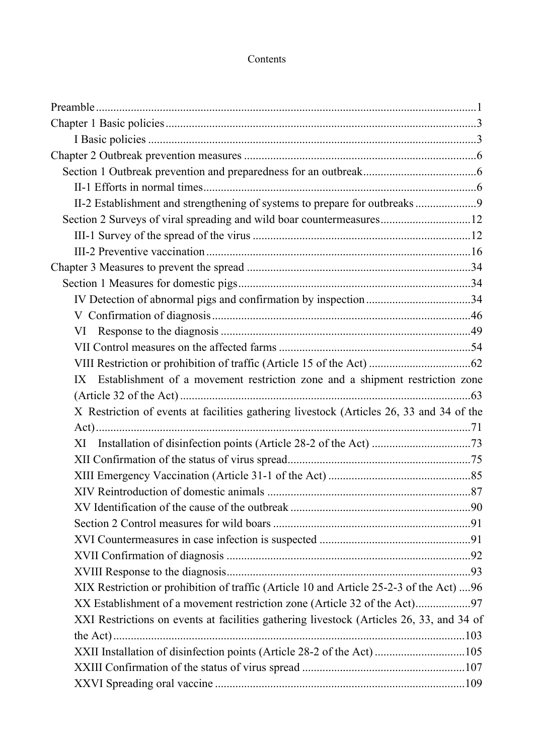# Contents

Preamble .................................................................................................................. 1

Chapter 1 Basic policies .......................................................................................... 3

- I Basic policies ................................................................................................ 3

Chapter 2 Outbreak prevention measures ............................................................... 6

- Section 1 Outbreak prevention and preparedness for an outbreak ....................................... 6
  - II-1 Efforts in normal times ............................................................................. 6
  - II-2 Establishment and strengthening of systems to prepare for outbreaks ..................... 9
- Section 2 Surveys of viral spreading and wild boar countermeasures ............................... 12
  - III-1 Survey of the spread of the virus .......................................................................... 12
  - III-2 Preventive vaccination .......................................................................................... 16

Chapter 3 Measures to prevent the spread ............................................................................ 34

- Section 1 Measures for domestic pigs .............................................................................. 34
  - IV Detection of abnormal pigs and confirmation by inspection .................................... 34
  - V Confirmation of diagnosis ....................................................................................... 46
  - VI Response to the diagnosis ..................................................................................... 49
  - VII Control measures on the affected farms ................................................................. 54
  - VIII Restriction or prohibition of traffic (Article 15 of the Act) ................................... 62
  - IX Establishment of a movement restriction zone and a shipment restriction zone (Article 32 of the Act) ................................................................................................... 63
  - X Restriction of events at facilities gathering livestock (Articles 26, 33 and 34 of the Act) ................................................................................................................... 71
  - XI Installation of disinfection points (Article 28-2 of the Act) .................................. 73
  - XII Confirmation of the status of virus spread .............................................................. 75
  - XIII Emergency Vaccination (Article 31-1 of the Act) ................................................. 85
  - XIV Reintroduction of domestic animals ...................................................................... 87
  - XV Identification of the cause of the outbreak ............................................................. 90
- Section 2 Control measures for wild boars .................................................................... 91
  - XVI Countermeasures in case infection is suspected .................................................... 91
  - XVII Confirmation of diagnosis ................................................................................... 92
  - XVIII Response to the diagnosis .................................................................................. 93
  - XIX Restriction or prohibition of traffic (Article 10 and Article 25-2-3 of the Act) .... 96
  - XX Establishment of a movement restriction zone (Article 32 of the Act) ................... 97
  - XXI Restrictions on events at facilities gathering livestock (Articles 26, 33, and 34 of the Act) ........................................................................................................................ 103
  - XXII Installation of disinfection points (Article 28-2 of the Act) ............................... 105
  - XXIII Confirmation of the status of virus spread ....................................................... 107
  - XXVI Spreading oral vaccine ..................................................................................... 109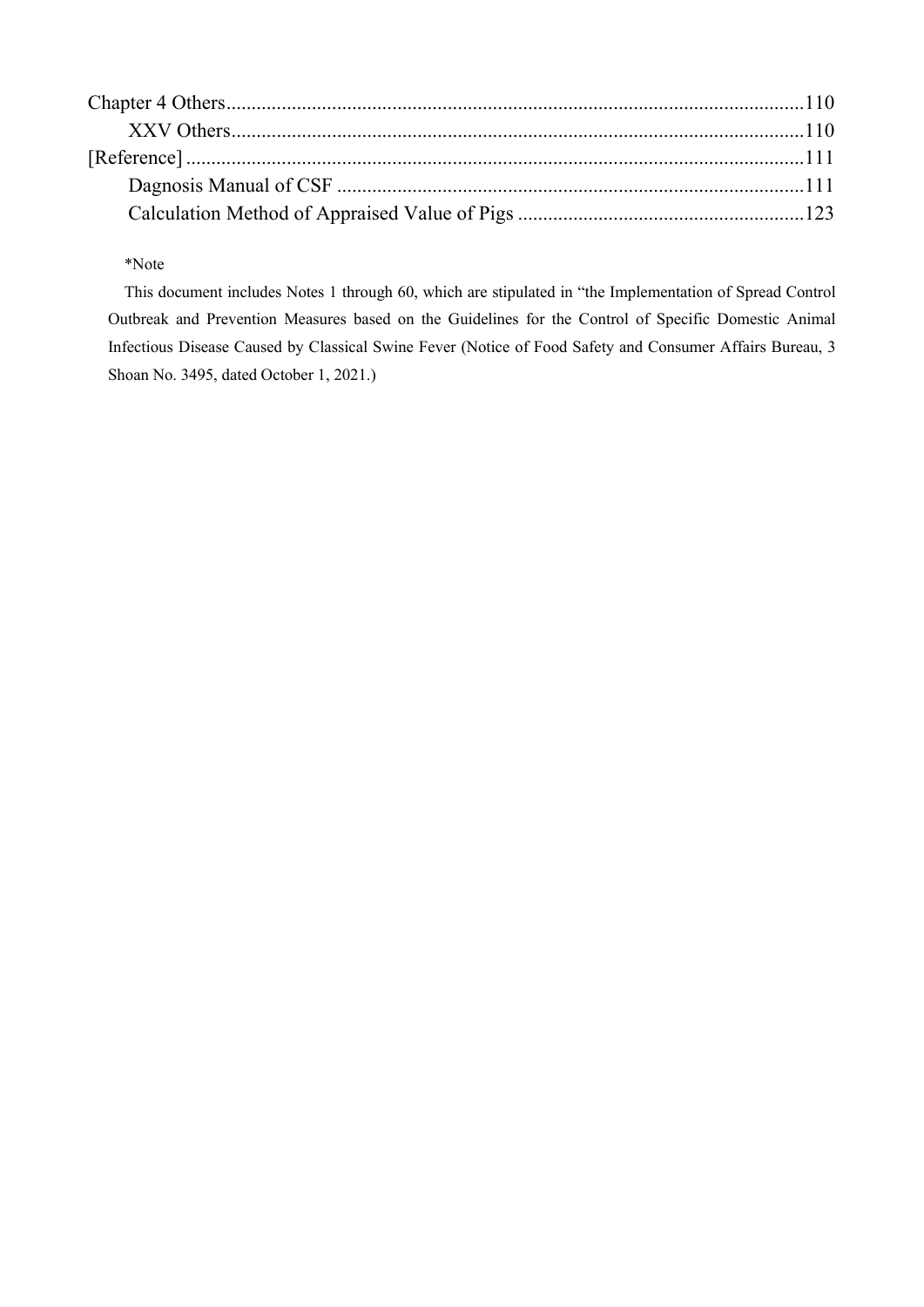Chapter 4 Others..................................................................................................................110

XXV Others...............................................................................................................110

[Reference]..........................................................................................................................111

Dagnosis Manual of CSF............................................................................................111

Calculation Method of Appraised Value of Pigs........................................................123

*Note

This document includes Notes 1 through 60, which are stipulated in "the Implementation of Spread Control Outbreak and Prevention Measures based on the Guidelines for the Control of Specific Domestic Animal Infectious Disease Caused by Classical Swine Fever (Notice of Food Safety and Consumer Affairs Bureau, 3 Shoan No. 3495, dated October 1, 2021.)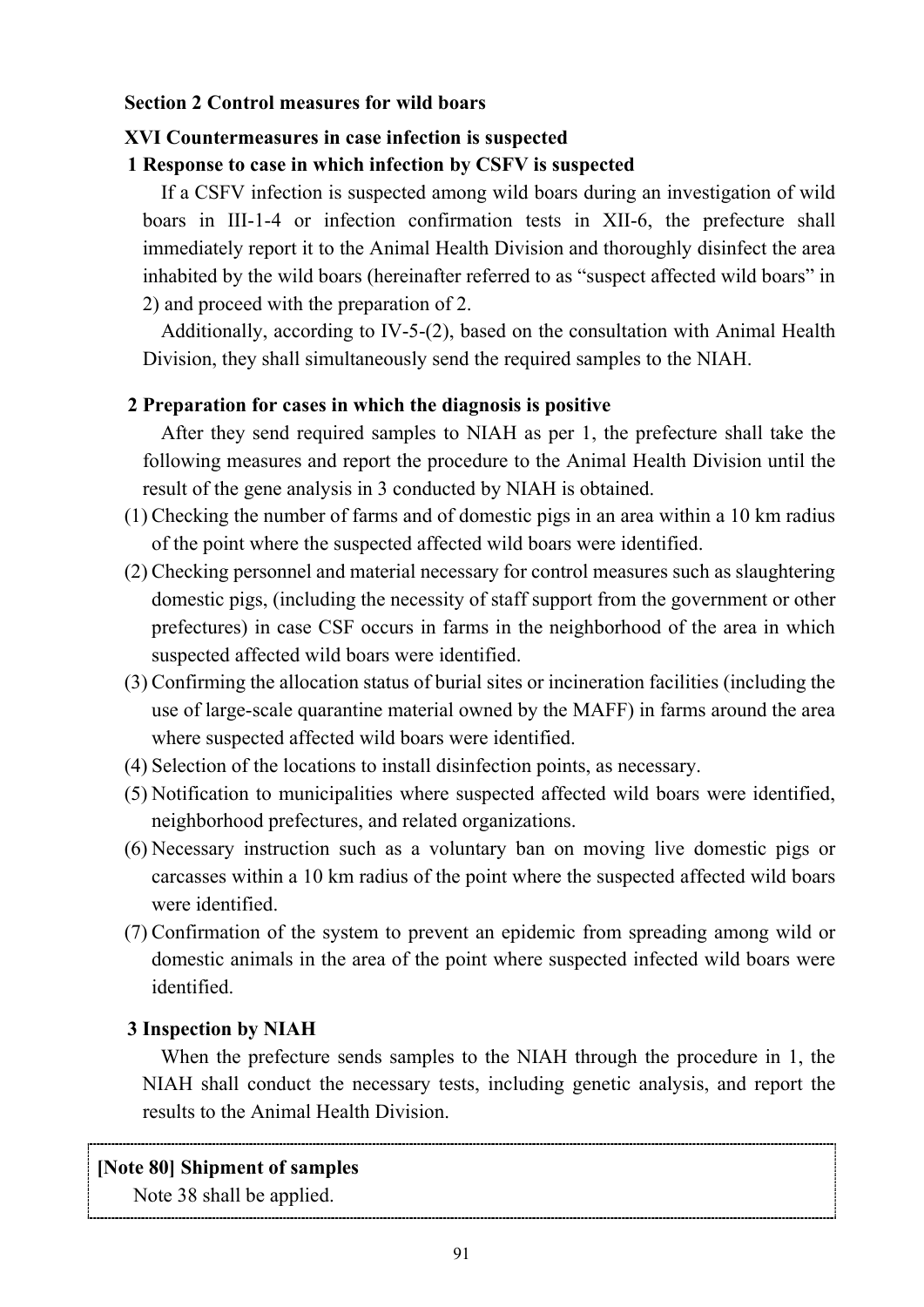## Section 2 Control measures for wild boars

### XVI Countermeasures in case infection is suspected

#### 1 Response to case in which infection by CSFV is suspected

If a CSFV infection is suspected among wild boars during an investigation of wild boars in III-1-4 or infection confirmation tests in XII-6, the prefecture shall immediately report it to the Animal Health Division and thoroughly disinfect the area inhabited by the wild boars (hereinafter referred to as "suspect affected wild boars" in 2) and proceed with the preparation of 2.

Additionally, according to IV-5-(2), based on the consultation with Animal Health Division, they shall simultaneously send the required samples to the NIAH.

#### 2 Preparation for cases in which the diagnosis is positive

After they send required samples to NIAH as per 1, the prefecture shall take the following measures and report the procedure to the Animal Health Division until the result of the gene analysis in 3 conducted by NIAH is obtained.

(1) Checking the number of farms and of domestic pigs in an area within a 10 km radius of the point where the suspected affected wild boars were identified.

(2) Checking personnel and material necessary for control measures such as slaughtering domestic pigs, (including the necessity of staff support from the government or other prefectures) in case CSF occurs in farms in the neighborhood of the area in which suspected affected wild boars were identified.

(3) Confirming the allocation status of burial sites or incineration facilities (including the use of large-scale quarantine material owned by the MAFF) in farms around the area where suspected affected wild boars were identified.

(4) Selection of the locations to install disinfection points, as necessary.

(5) Notification to municipalities where suspected affected wild boars were identified, neighborhood prefectures, and related organizations.

(6) Necessary instruction such as a voluntary ban on moving live domestic pigs or carcasses within a 10 km radius of the point where the suspected affected wild boars were identified.

(7) Confirmation of the system to prevent an epidemic from spreading among wild or domestic animals in the area of the point where suspected infected wild boars were identified.

#### 3 Inspection by NIAH

When the prefecture sends samples to the NIAH through the procedure in 1, the NIAH shall conduct the necessary tests, including genetic analysis, and report the results to the Animal Health Division.

**[Note 80] Shipment of samples**

Note 38 shall be applied.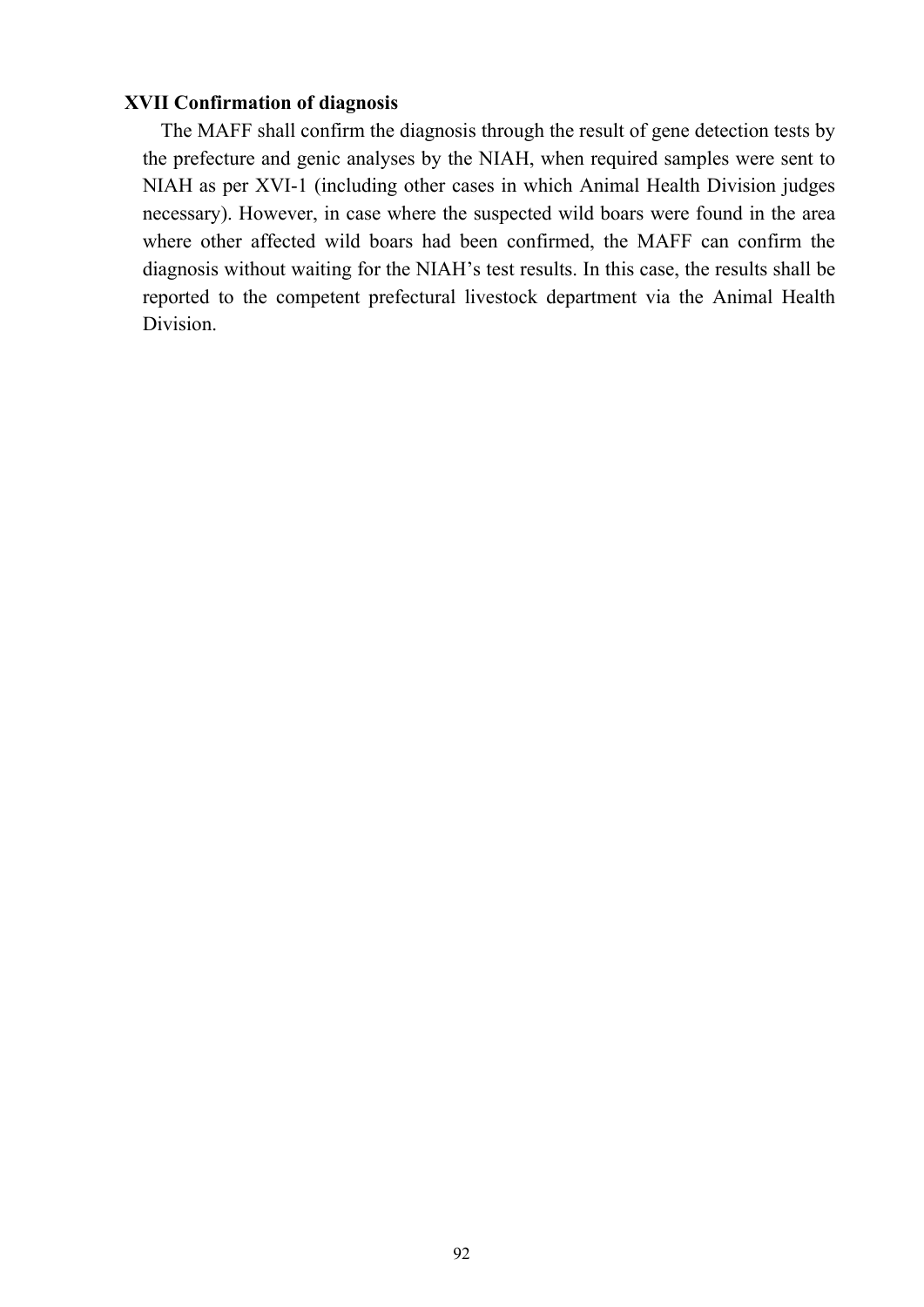## XVII Confirmation of diagnosis

The MAFF shall confirm the diagnosis through the result of gene detection tests by the prefecture and genic analyses by the NIAH, when required samples were sent to NIAH as per XVI-1 (including other cases in which Animal Health Division judges necessary). However, in case where the suspected wild boars were found in the area where other affected wild boars had been confirmed, the MAFF can confirm the diagnosis without waiting for the NIAH's test results. In this case, the results shall be reported to the competent prefectural livestock department via the Animal Health Division.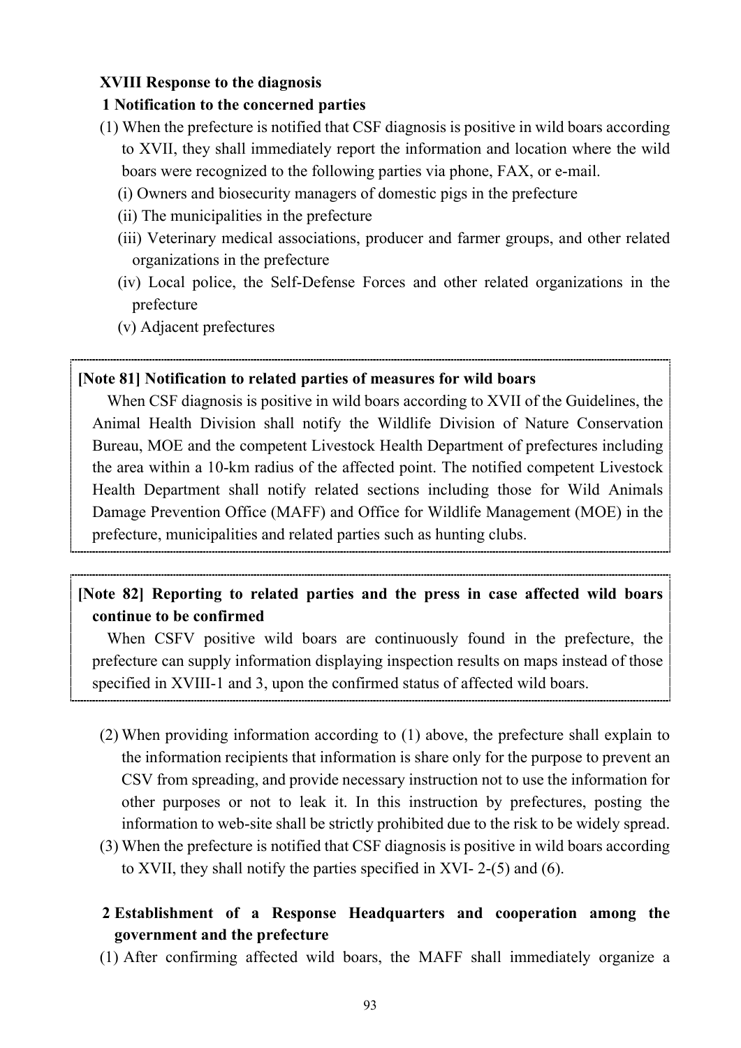## XVIII Response to the diagnosis

### 1 Notification to the concerned parties

(1) When the prefecture is notified that CSF diagnosis is positive in wild boars according to XVII, they shall immediately report the information and location where the wild boars were recognized to the following parties via phone, FAX, or e-mail.

(i) Owners and biosecurity managers of domestic pigs in the prefecture

(ii) The municipalities in the prefecture

(iii) Veterinary medical associations, producer and farmer groups, and other related organizations in the prefecture

(iv) Local police, the Self-Defense Forces and other related organizations in the prefecture

(v) Adjacent prefectures

**[Note 81] Notification to related parties of measures for wild boars**

When CSF diagnosis is positive in wild boars according to XVII of the Guidelines, the Animal Health Division shall notify the Wildlife Division of Nature Conservation Bureau, MOE and the competent Livestock Health Department of prefectures including the area within a 10-km radius of the affected point. The notified competent Livestock Health Department shall notify related sections including those for Wild Animals Damage Prevention Office (MAFF) and Office for Wildlife Management (MOE) in the prefecture, municipalities and related parties such as hunting clubs.

**[Note 82] Reporting to related parties and the press in case affected wild boars continue to be confirmed**

When CSFV positive wild boars are continuously found in the prefecture, the prefecture can supply information displaying inspection results on maps instead of those specified in XVIII-1 and 3, upon the confirmed status of affected wild boars.

(2) When providing information according to (1) above, the prefecture shall explain to the information recipients that information is share only for the purpose to prevent an CSV from spreading, and provide necessary instruction not to use the information for other purposes or not to leak it. In this instruction by prefectures, posting the information to web-site shall be strictly prohibited due to the risk to be widely spread.

(3) When the prefecture is notified that CSF diagnosis is positive in wild boars according to XVII, they shall notify the parties specified in XVI- 2-(5) and (6).

### 2 Establishment of a Response Headquarters and cooperation among the government and the prefecture

(1) After confirming affected wild boars, the MAFF shall immediately organize a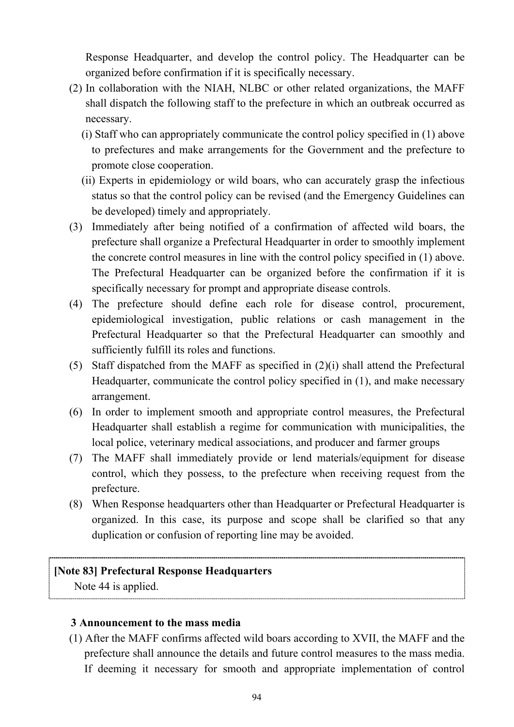Response Headquarter, and develop the control policy. The Headquarter can be organized before confirmation if it is specifically necessary.

(2) In collaboration with the NIAH, NLBC or other related organizations, the MAFF shall dispatch the following staff to the prefecture in which an outbreak occurred as necessary.

   (i) Staff who can appropriately communicate the control policy specified in (1) above to prefectures and make arrangements for the Government and the prefecture to promote close cooperation.

   (ii) Experts in epidemiology or wild boars, who can accurately grasp the infectious status so that the control policy can be revised (and the Emergency Guidelines can be developed) timely and appropriately.

(3) Immediately after being notified of a confirmation of affected wild boars, the prefecture shall organize a Prefectural Headquarter in order to smoothly implement the concrete control measures in line with the control policy specified in (1) above. The Prefectural Headquarter can be organized before the confirmation if it is specifically necessary for prompt and appropriate disease controls.

(4) The prefecture should define each role for disease control, procurement, epidemiological investigation, public relations or cash management in the Prefectural Headquarter so that the Prefectural Headquarter can smoothly and sufficiently fulfill its roles and functions.

(5) Staff dispatched from the MAFF as specified in (2)(i) shall attend the Prefectural Headquarter, communicate the control policy specified in (1), and make necessary arrangement.

(6) In order to implement smooth and appropriate control measures, the Prefectural Headquarter shall establish a regime for communication with municipalities, the local police, veterinary medical associations, and producer and farmer groups

(7) The MAFF shall immediately provide or lend materials/equipment for disease control, which they possess, to the prefecture when receiving request from the prefecture.

(8) When Response headquarters other than Headquarter or Prefectural Headquarter is organized. In this case, its purpose and scope shall be clarified so that any duplication or confusion of reporting line may be avoided.

**[Note 83] Prefectural Response Headquarters**

Note 44 is applied.

### 3 Announcement to the mass media

(1) After the MAFF confirms affected wild boars according to XVII, the MAFF and the prefecture shall announce the details and future control measures to the mass media. If deeming it necessary for smooth and appropriate implementation of control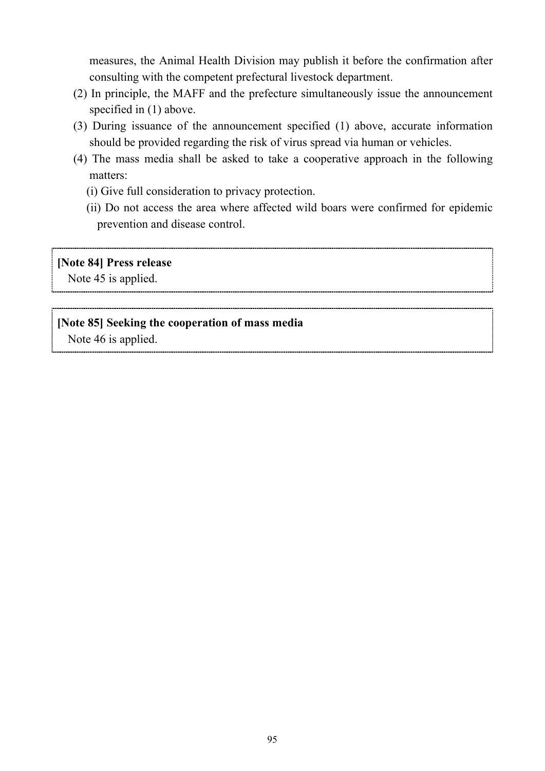measures, the Animal Health Division may publish it before the confirmation after consulting with the competent prefectural livestock department.

(2) In principle, the MAFF and the prefecture simultaneously issue the announcement specified in (1) above.

(3) During issuance of the announcement specified (1) above, accurate information should be provided regarding the risk of virus spread via human or vehicles.

(4) The mass media shall be asked to take a cooperative approach in the following matters:

  (i) Give full consideration to privacy protection.

  (ii) Do not access the area where affected wild boars were confirmed for epidemic prevention and disease control.

**[Note 84] Press release**

Note 45 is applied.

**[Note 85] Seeking the cooperation of mass media**

Note 46 is applied.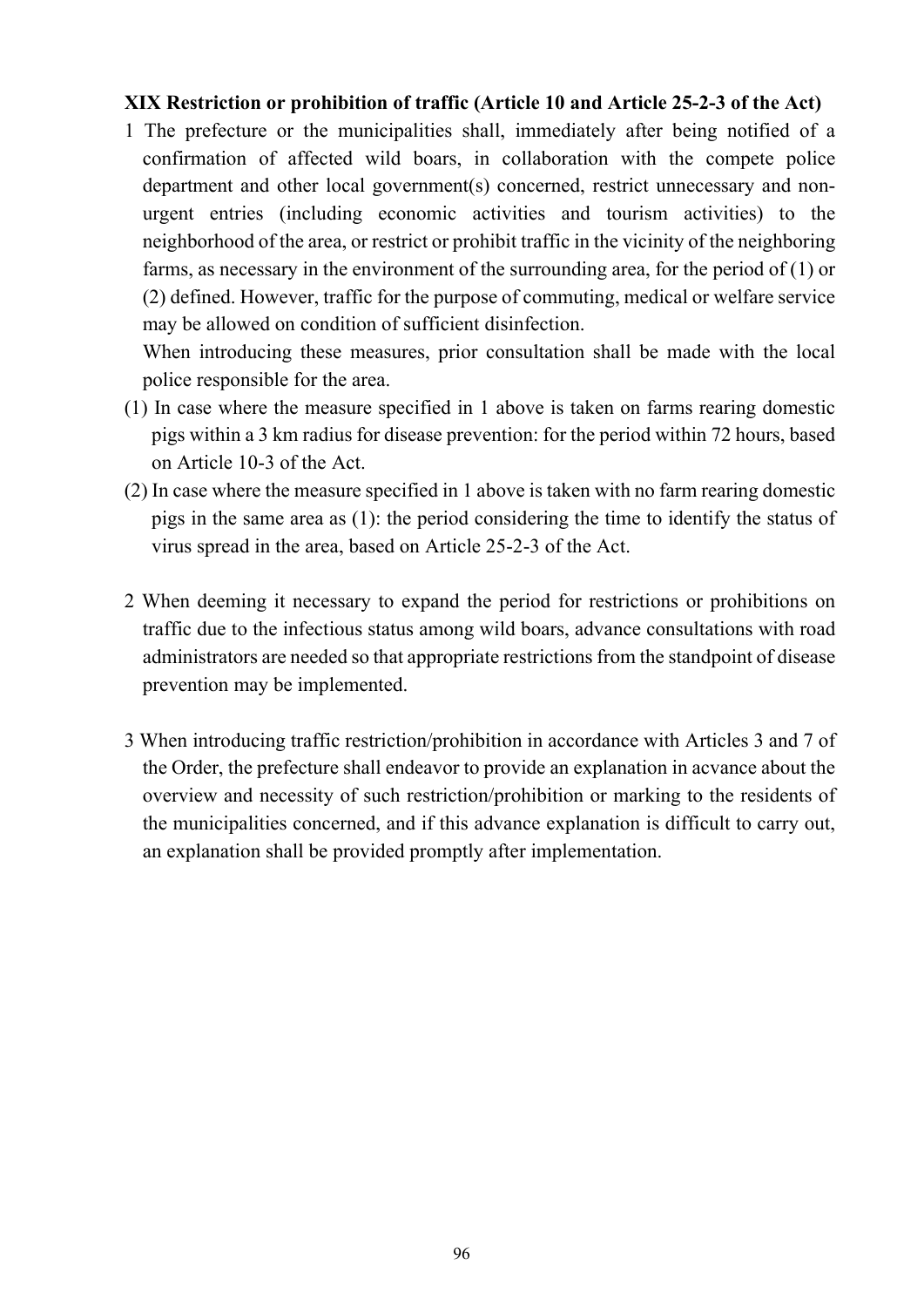**XIX Restriction or prohibition of traffic (Article 10 and Article 25-2-3 of the Act)**

1 The prefecture or the municipalities shall, immediately after being notified of a confirmation of affected wild boars, in collaboration with the compete police department and other local government(s) concerned, restrict unnecessary and non-urgent entries (including economic activities and tourism activities) to the neighborhood of the area, or restrict or prohibit traffic in the vicinity of the neighboring farms, as necessary in the environment of the surrounding area, for the period of (1) or (2) defined. However, traffic for the purpose of commuting, medical or welfare service may be allowed on condition of sufficient disinfection.

When introducing these measures, prior consultation shall be made with the local police responsible for the area.

(1) In case where the measure specified in 1 above is taken on farms rearing domestic pigs within a 3 km radius for disease prevention: for the period within 72 hours, based on Article 10-3 of the Act.

(2) In case where the measure specified in 1 above is taken with no farm rearing domestic pigs in the same area as (1): the period considering the time to identify the status of virus spread in the area, based on Article 25-2-3 of the Act.

2 When deeming it necessary to expand the period for restrictions or prohibitions on traffic due to the infectious status among wild boars, advance consultations with road administrators are needed so that appropriate restrictions from the standpoint of disease prevention may be implemented.

3 When introducing traffic restriction/prohibition in accordance with Articles 3 and 7 of the Order, the prefecture shall endeavor to provide an explanation in acvance about the overview and necessity of such restriction/prohibition or marking to the residents of the municipalities concerned, and if this advance explanation is difficult to carry out, an explanation shall be provided promptly after implementation.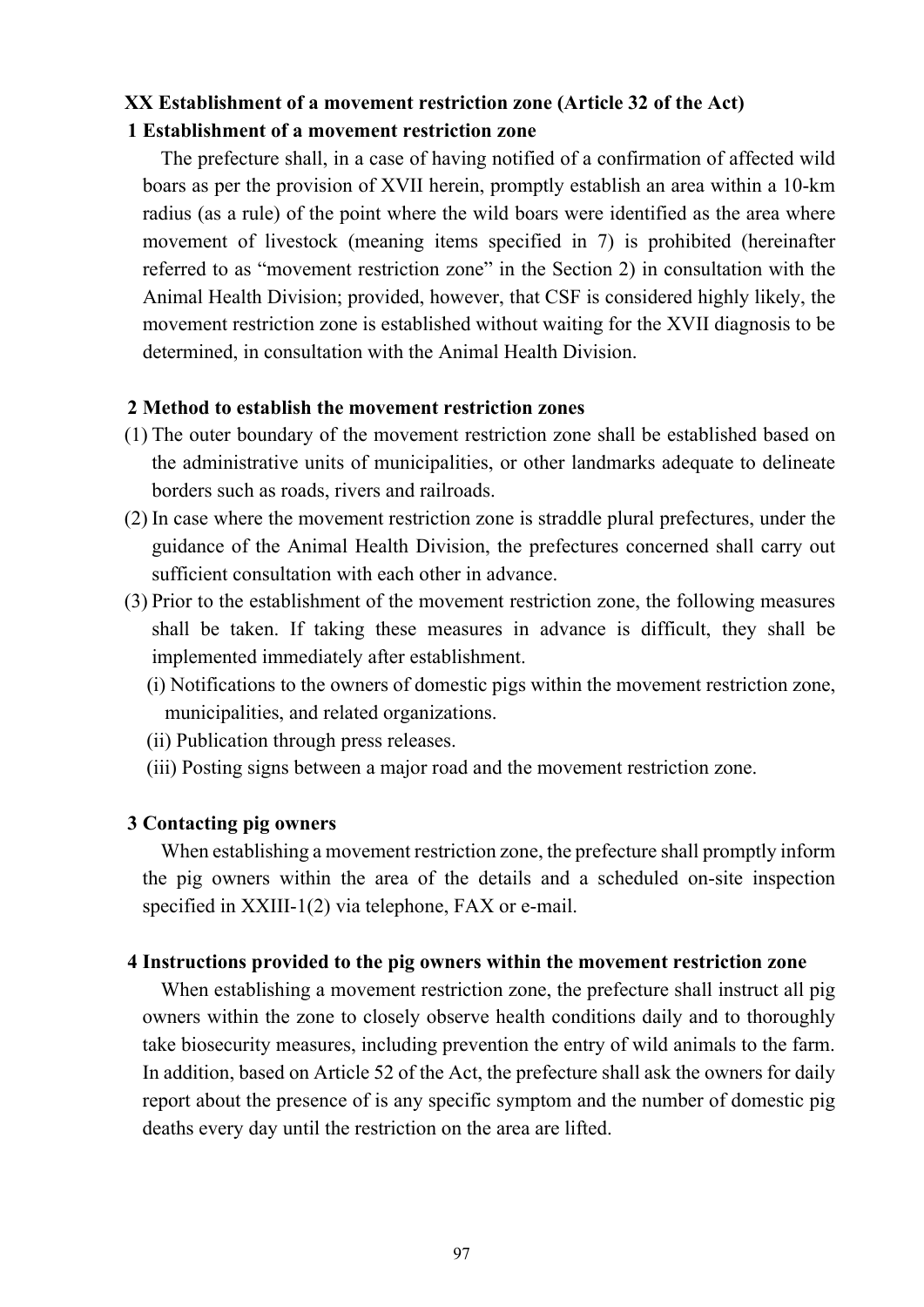## XX Establishment of a movement restriction zone (Article 32 of the Act)

### 1 Establishment of a movement restriction zone

The prefecture shall, in a case of having notified of a confirmation of affected wild boars as per the provision of XVII herein, promptly establish an area within a 10-km radius (as a rule) of the point where the wild boars were identified as the area where movement of livestock (meaning items specified in 7) is prohibited (hereinafter referred to as "movement restriction zone" in the Section 2) in consultation with the Animal Health Division; provided, however, that CSF is considered highly likely, the movement restriction zone is established without waiting for the XVII diagnosis to be determined, in consultation with the Animal Health Division.

### 2 Method to establish the movement restriction zones

(1) The outer boundary of the movement restriction zone shall be established based on the administrative units of municipalities, or other landmarks adequate to delineate borders such as roads, rivers and railroads.

(2) In case where the movement restriction zone is straddle plural prefectures, under the guidance of the Animal Health Division, the prefectures concerned shall carry out sufficient consultation with each other in advance.

(3) Prior to the establishment of the movement restriction zone, the following measures shall be taken. If taking these measures in advance is difficult, they shall be implemented immediately after establishment.

(i) Notifications to the owners of domestic pigs within the movement restriction zone, municipalities, and related organizations.

(ii) Publication through press releases.

(iii) Posting signs between a major road and the movement restriction zone.

### 3 Contacting pig owners

When establishing a movement restriction zone, the prefecture shall promptly inform the pig owners within the area of the details and a scheduled on-site inspection specified in XXIII-1(2) via telephone, FAX or e-mail.

### 4 Instructions provided to the pig owners within the movement restriction zone

When establishing a movement restriction zone, the prefecture shall instruct all pig owners within the zone to closely observe health conditions daily and to thoroughly take biosecurity measures, including prevention the entry of wild animals to the farm. In addition, based on Article 52 of the Act, the prefecture shall ask the owners for daily report about the presence of is any specific symptom and the number of domestic pig deaths every day until the restriction on the area are lifted.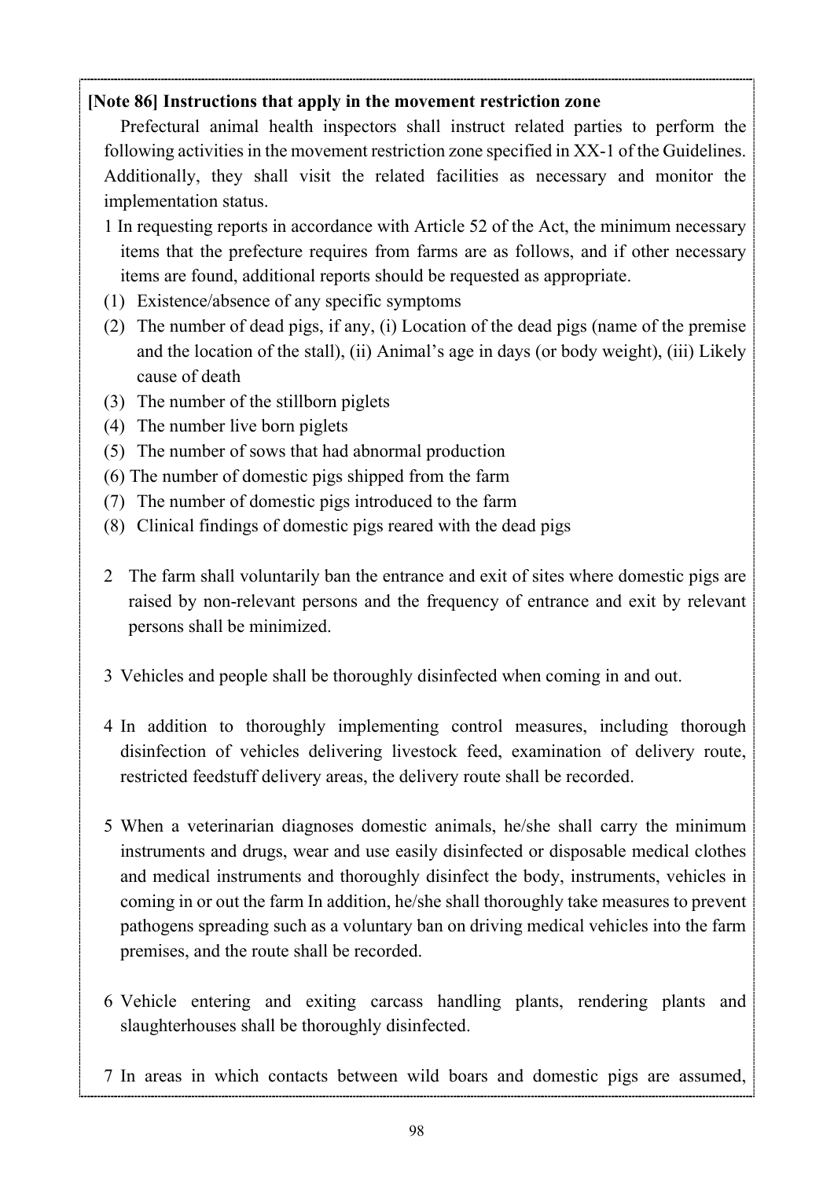**[Note 86] Instructions that apply in the movement restriction zone**

Prefectural animal health inspectors shall instruct related parties to perform the following activities in the movement restriction zone specified in XX-1 of the Guidelines. Additionally, they shall visit the related facilities as necessary and monitor the implementation status.

1 In requesting reports in accordance with Article 52 of the Act, the minimum necessary items that the prefecture requires from farms are as follows, and if other necessary items are found, additional reports should be requested as appropriate.

(1) Existence/absence of any specific symptoms

(2) The number of dead pigs, if any, (i) Location of the dead pigs (name of the premise and the location of the stall), (ii) Animal's age in days (or body weight), (iii) Likely cause of death

(3) The number of the stillborn piglets

(4) The number live born piglets

(5) The number of sows that had abnormal production

(6) The number of domestic pigs shipped from the farm

(7) The number of domestic pigs introduced to the farm

(8) Clinical findings of domestic pigs reared with the dead pigs

2 The farm shall voluntarily ban the entrance and exit of sites where domestic pigs are raised by non-relevant persons and the frequency of entrance and exit by relevant persons shall be minimized.

3 Vehicles and people shall be thoroughly disinfected when coming in and out.

4 In addition to thoroughly implementing control measures, including thorough disinfection of vehicles delivering livestock feed, examination of delivery route, restricted feedstuff delivery areas, the delivery route shall be recorded.

5 When a veterinarian diagnoses domestic animals, he/she shall carry the minimum instruments and drugs, wear and use easily disinfected or disposable medical clothes and medical instruments and thoroughly disinfect the body, instruments, vehicles in coming in or out the farm In addition, he/she shall thoroughly take measures to prevent pathogens spreading such as a voluntary ban on driving medical vehicles into the farm premises, and the route shall be recorded.

6 Vehicle entering and exiting carcass handling plants, rendering plants and slaughterhouses shall be thoroughly disinfected.

7 In areas in which contacts between wild boars and domestic pigs are assumed,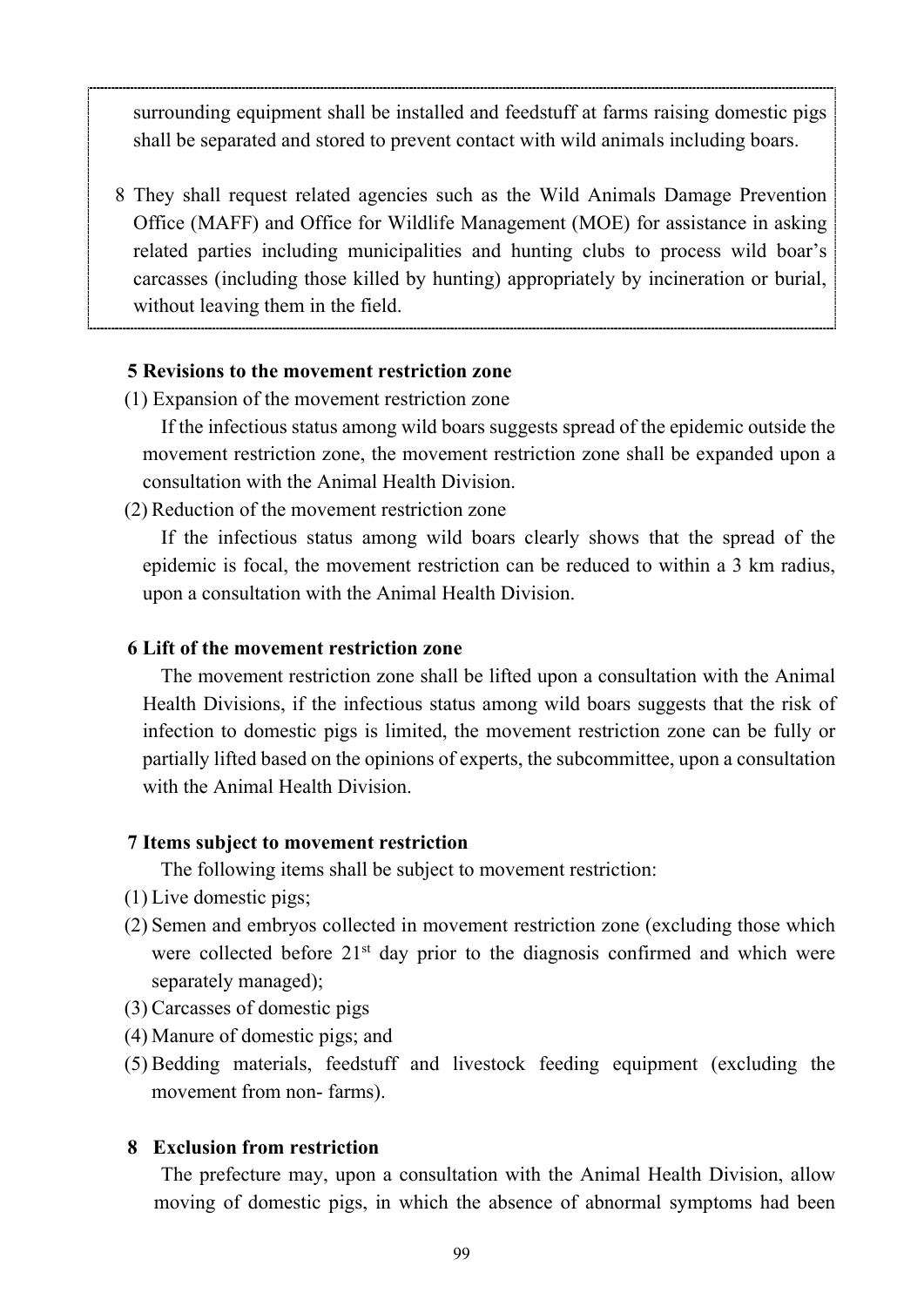surrounding equipment shall be installed and feedstuff at farms raising domestic pigs shall be separated and stored to prevent contact with wild animals including boars.

8 They shall request related agencies such as the Wild Animals Damage Prevention Office (MAFF) and Office for Wildlife Management (MOE) for assistance in asking related parties including municipalities and hunting clubs to process wild boar's carcasses (including those killed by hunting) appropriately by incineration or burial, without leaving them in the field.

**5 Revisions to the movement restriction zone**

(1) Expansion of the movement restriction zone

If the infectious status among wild boars suggests spread of the epidemic outside the movement restriction zone, the movement restriction zone shall be expanded upon a consultation with the Animal Health Division.

(2) Reduction of the movement restriction zone

If the infectious status among wild boars clearly shows that the spread of the epidemic is focal, the movement restriction can be reduced to within a 3 km radius, upon a consultation with the Animal Health Division.

**6 Lift of the movement restriction zone**

The movement restriction zone shall be lifted upon a consultation with the Animal Health Divisions, if the infectious status among wild boars suggests that the risk of infection to domestic pigs is limited, the movement restriction zone can be fully or partially lifted based on the opinions of experts, the subcommittee, upon a consultation with the Animal Health Division.

**7 Items subject to movement restriction**

The following items shall be subject to movement restriction:

(1) Live domestic pigs;
(2) Semen and embryos collected in movement restriction zone (excluding those which were collected before 21st day prior to the diagnosis confirmed and which were separately managed);
(3) Carcasses of domestic pigs
(4) Manure of domestic pigs; and
(5) Bedding materials, feedstuff and livestock feeding equipment (excluding the movement from non- farms).

**8 Exclusion from restriction**

The prefecture may, upon a consultation with the Animal Health Division, allow moving of domestic pigs, in which the absence of abnormal symptoms had been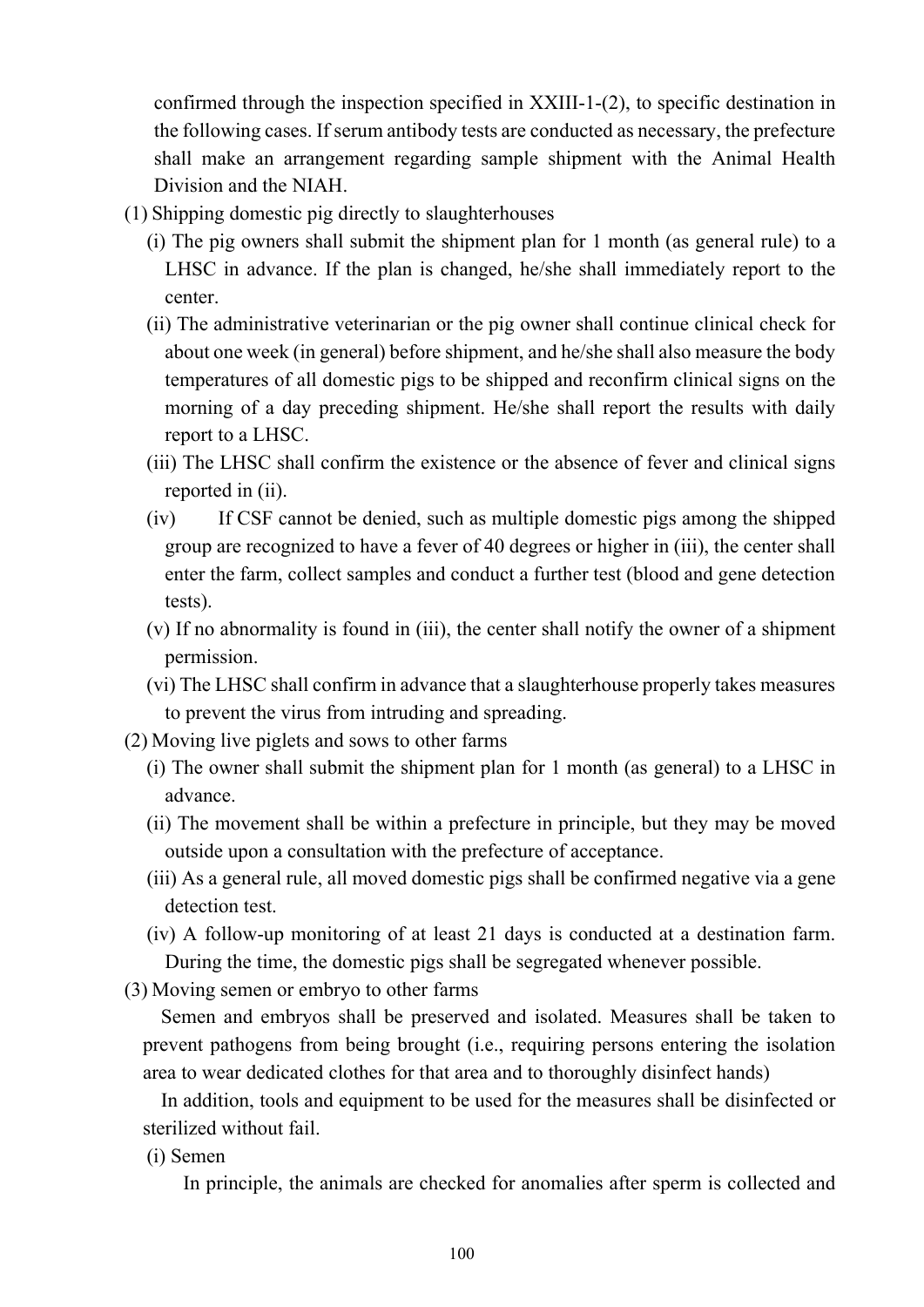confirmed through the inspection specified in XXIII-1-(2), to specific destination in the following cases. If serum antibody tests are conducted as necessary, the prefecture shall make an arrangement regarding sample shipment with the Animal Health Division and the NIAH.

(1) Shipping domestic pig directly to slaughterhouses

(i) The pig owners shall submit the shipment plan for 1 month (as general rule) to a LHSC in advance. If the plan is changed, he/she shall immediately report to the center.

(ii) The administrative veterinarian or the pig owner shall continue clinical check for about one week (in general) before shipment, and he/she shall also measure the body temperatures of all domestic pigs to be shipped and reconfirm clinical signs on the morning of a day preceding shipment. He/she shall report the results with daily report to a LHSC.

(iii) The LHSC shall confirm the existence or the absence of fever and clinical signs reported in (ii).

(iv) If CSF cannot be denied, such as multiple domestic pigs among the shipped group are recognized to have a fever of 40 degrees or higher in (iii), the center shall enter the farm, collect samples and conduct a further test (blood and gene detection tests).

(v) If no abnormality is found in (iii), the center shall notify the owner of a shipment permission.

(vi) The LHSC shall confirm in advance that a slaughterhouse properly takes measures to prevent the virus from intruding and spreading.

(2) Moving live piglets and sows to other farms

(i) The owner shall submit the shipment plan for 1 month (as general) to a LHSC in advance.

(ii) The movement shall be within a prefecture in principle, but they may be moved outside upon a consultation with the prefecture of acceptance.

(iii) As a general rule, all moved domestic pigs shall be confirmed negative via a gene detection test.

(iv) A follow-up monitoring of at least 21 days is conducted at a destination farm. During the time, the domestic pigs shall be segregated whenever possible.

(3) Moving semen or embryo to other farms

Semen and embryos shall be preserved and isolated. Measures shall be taken to prevent pathogens from being brought (i.e., requiring persons entering the isolation area to wear dedicated clothes for that area and to thoroughly disinfect hands)

In addition, tools and equipment to be used for the measures shall be disinfected or sterilized without fail.

(i) Semen

In principle, the animals are checked for anomalies after sperm is collected and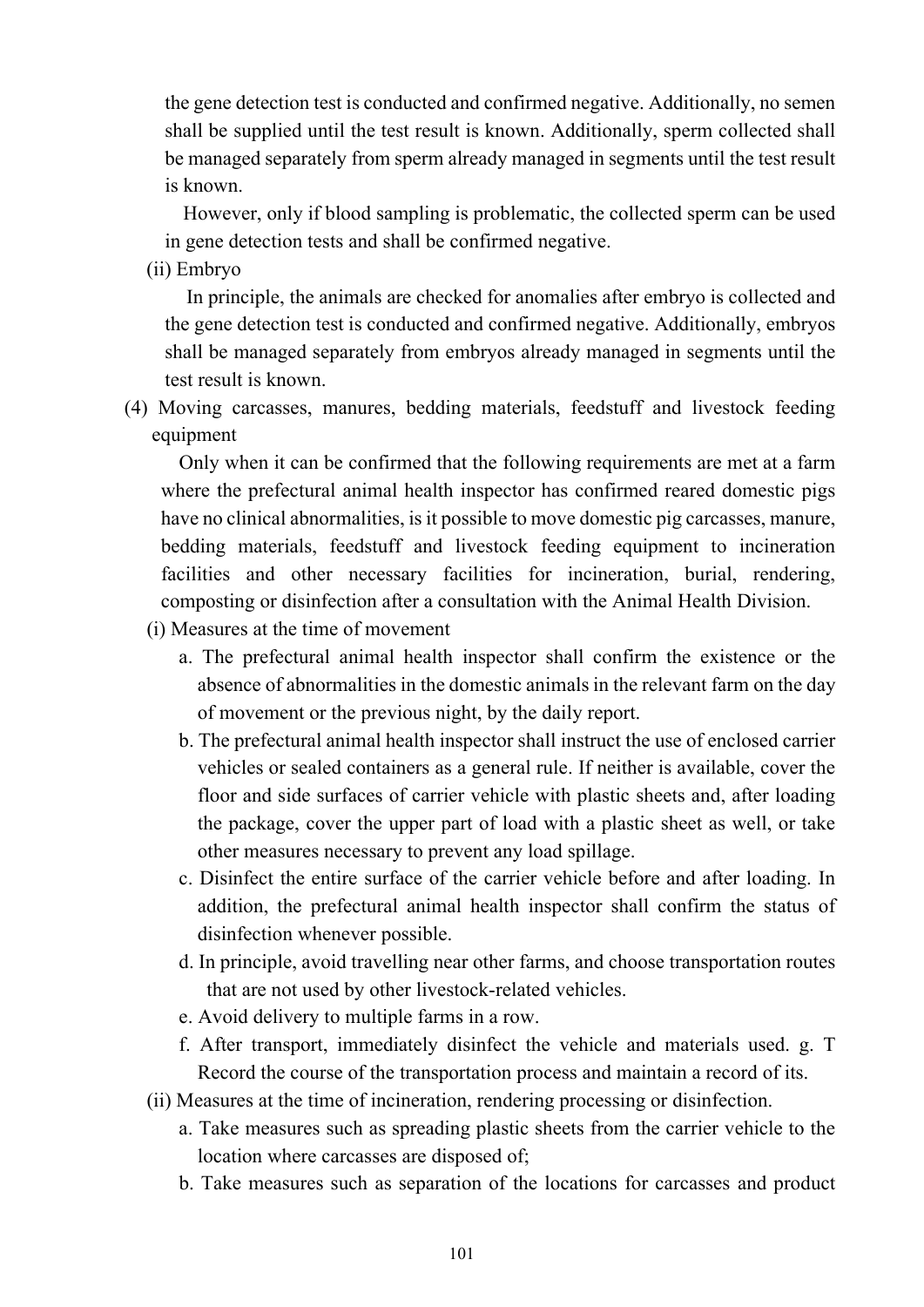the gene detection test is conducted and confirmed negative. Additionally, no semen shall be supplied until the test result is known. Additionally, sperm collected shall be managed separately from sperm already managed in segments until the test result is known.

However, only if blood sampling is problematic, the collected sperm can be used in gene detection tests and shall be confirmed negative.

(ii) Embryo

In principle, the animals are checked for anomalies after embryo is collected and the gene detection test is conducted and confirmed negative. Additionally, embryos shall be managed separately from embryos already managed in segments until the test result is known.

(4) Moving carcasses, manures, bedding materials, feedstuff and livestock feeding equipment

Only when it can be confirmed that the following requirements are met at a farm where the prefectural animal health inspector has confirmed reared domestic pigs have no clinical abnormalities, is it possible to move domestic pig carcasses, manure, bedding materials, feedstuff and livestock feeding equipment to incineration facilities and other necessary facilities for incineration, burial, rendering, composting or disinfection after a consultation with the Animal Health Division.

(i) Measures at the time of movement

a. The prefectural animal health inspector shall confirm the existence or the absence of abnormalities in the domestic animals in the relevant farm on the day of movement or the previous night, by the daily report.

b. The prefectural animal health inspector shall instruct the use of enclosed carrier vehicles or sealed containers as a general rule. If neither is available, cover the floor and side surfaces of carrier vehicle with plastic sheets and, after loading the package, cover the upper part of load with a plastic sheet as well, or take other measures necessary to prevent any load spillage.

c. Disinfect the entire surface of the carrier vehicle before and after loading. In addition, the prefectural animal health inspector shall confirm the status of disinfection whenever possible.

d. In principle, avoid travelling near other farms, and choose transportation routes that are not used by other livestock-related vehicles.

e. Avoid delivery to multiple farms in a row.

f. After transport, immediately disinfect the vehicle and materials used. g. T Record the course of the transportation process and maintain a record of its.

(ii) Measures at the time of incineration, rendering processing or disinfection.

a. Take measures such as spreading plastic sheets from the carrier vehicle to the location where carcasses are disposed of;

b. Take measures such as separation of the locations for carcasses and product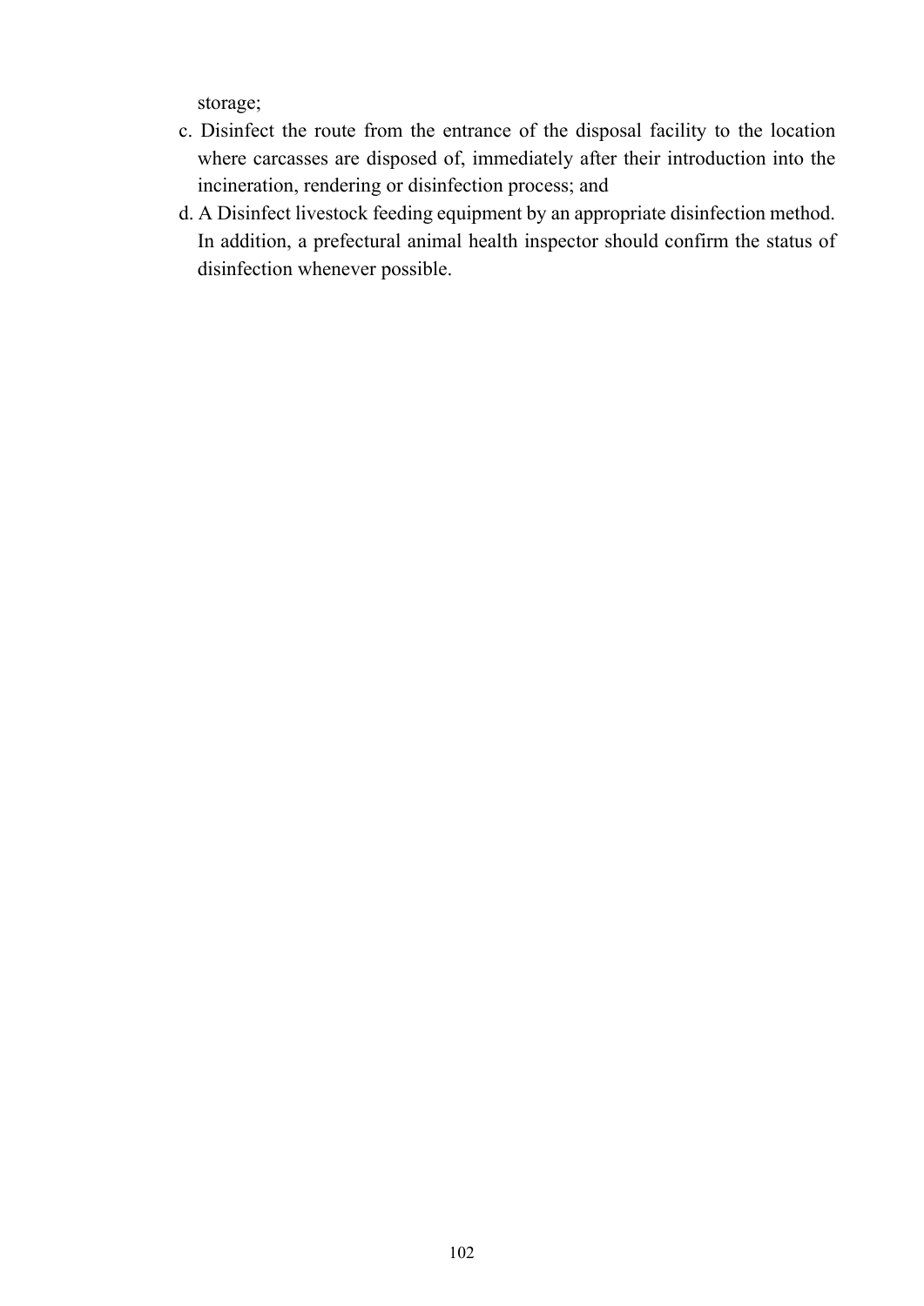storage;

c. Disinfect the route from the entrance of the disposal facility to the location where carcasses are disposed of, immediately after their introduction into the incineration, rendering or disinfection process; and

d. A Disinfect livestock feeding equipment by an appropriate disinfection method. In addition, a prefectural animal health inspector should confirm the status of disinfection whenever possible.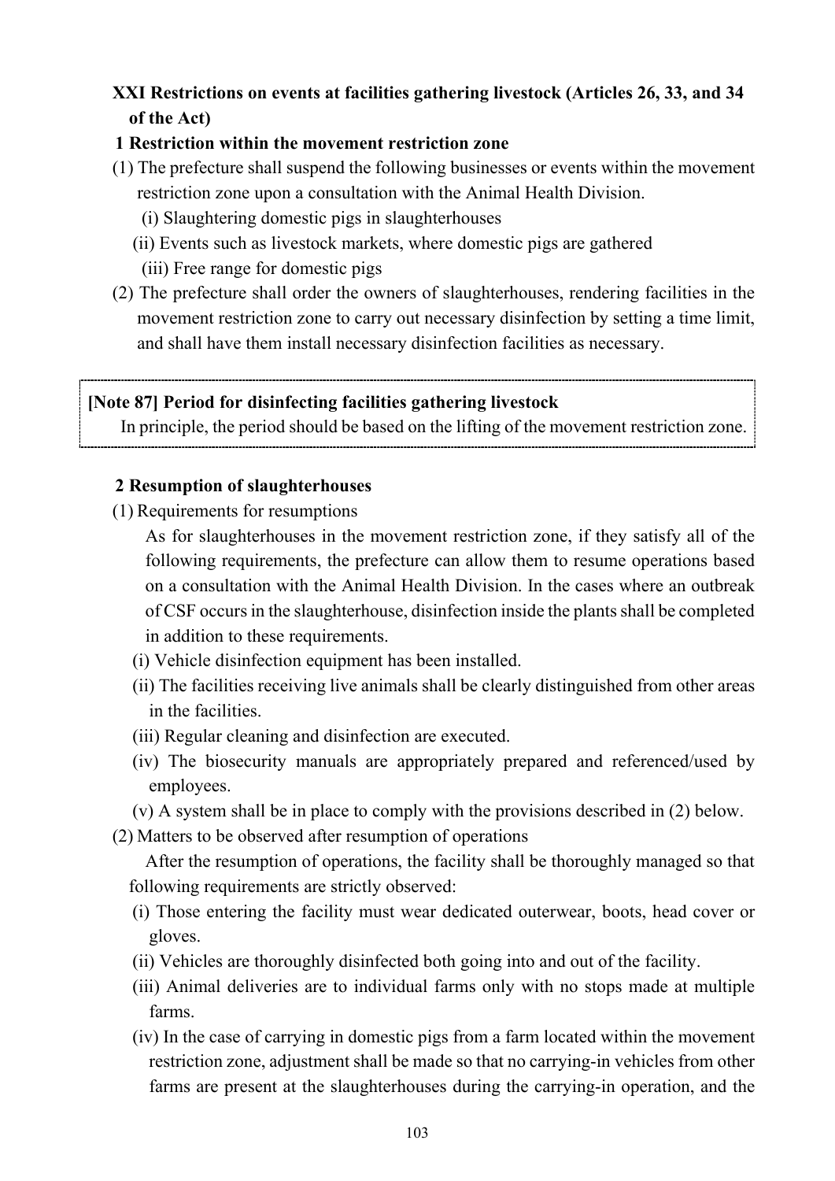## XXI Restrictions on events at facilities gathering livestock (Articles 26, 33, and 34 of the Act)

### 1 Restriction within the movement restriction zone

(1) The prefecture shall suspend the following businesses or events within the movement restriction zone upon a consultation with the Animal Health Division.

(i) Slaughtering domestic pigs in slaughterhouses

(ii) Events such as livestock markets, where domestic pigs are gathered

(iii) Free range for domestic pigs

(2) The prefecture shall order the owners of slaughterhouses, rendering facilities in the movement restriction zone to carry out necessary disinfection by setting a time limit, and shall have them install necessary disinfection facilities as necessary.

> **[Note 87] Period for disinfecting facilities gathering livestock**
>
> In principle, the period should be based on the lifting of the movement restriction zone.

### 2 Resumption of slaughterhouses

(1) Requirements for resumptions

As for slaughterhouses in the movement restriction zone, if they satisfy all of the following requirements, the prefecture can allow them to resume operations based on a consultation with the Animal Health Division. In the cases where an outbreak of CSF occurs in the slaughterhouse, disinfection inside the plants shall be completed in addition to these requirements.

(i) Vehicle disinfection equipment has been installed.

(ii) The facilities receiving live animals shall be clearly distinguished from other areas in the facilities.

(iii) Regular cleaning and disinfection are executed.

(iv) The biosecurity manuals are appropriately prepared and referenced/used by employees.

(v) A system shall be in place to comply with the provisions described in (2) below.

(2) Matters to be observed after resumption of operations

After the resumption of operations, the facility shall be thoroughly managed so that following requirements are strictly observed:

(i) Those entering the facility must wear dedicated outerwear, boots, head cover or gloves.

(ii) Vehicles are thoroughly disinfected both going into and out of the facility.

(iii) Animal deliveries are to individual farms only with no stops made at multiple farms.

(iv) In the case of carrying in domestic pigs from a farm located within the movement restriction zone, adjustment shall be made so that no carrying-in vehicles from other farms are present at the slaughterhouses during the carrying-in operation, and the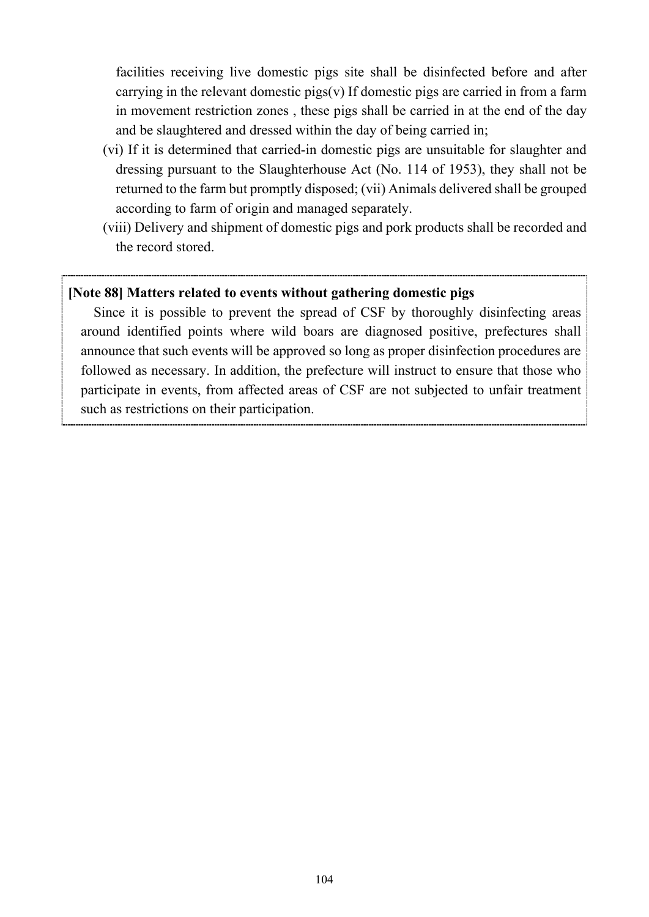facilities receiving live domestic pigs site shall be disinfected before and after carrying in the relevant domestic pigs(v) If domestic pigs are carried in from a farm in movement restriction zones , these pigs shall be carried in at the end of the day and be slaughtered and dressed within the day of being carried in;

(vi) If it is determined that carried-in domestic pigs are unsuitable for slaughter and dressing pursuant to the Slaughterhouse Act (No. 114 of 1953), they shall not be returned to the farm but promptly disposed; (vii) Animals delivered shall be grouped according to farm of origin and managed separately.

(viii) Delivery and shipment of domestic pigs and pork products shall be recorded and the record stored.

**[Note 88] Matters related to events without gathering domestic pigs**

Since it is possible to prevent the spread of CSF by thoroughly disinfecting areas around identified points where wild boars are diagnosed positive, prefectures shall announce that such events will be approved so long as proper disinfection procedures are followed as necessary. In addition, the prefecture will instruct to ensure that those who participate in events, from affected areas of CSF are not subjected to unfair treatment such as restrictions on their participation.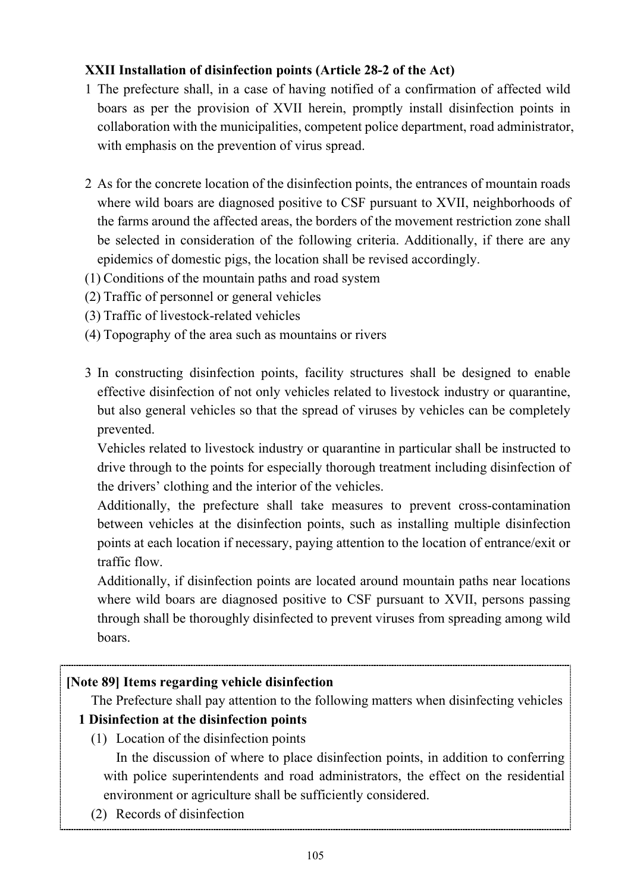### XXII Installation of disinfection points (Article 28-2 of the Act)

1 The prefecture shall, in a case of having notified of a confirmation of affected wild boars as per the provision of XVII herein, promptly install disinfection points in collaboration with the municipalities, competent police department, road administrator, with emphasis on the prevention of virus spread.

2 As for the concrete location of the disinfection points, the entrances of mountain roads where wild boars are diagnosed positive to CSF pursuant to XVII, neighborhoods of the farms around the affected areas, the borders of the movement restriction zone shall be selected in consideration of the following criteria. Additionally, if there are any epidemics of domestic pigs, the location shall be revised accordingly.

(1) Conditions of the mountain paths and road system
(2) Traffic of personnel or general vehicles
(3) Traffic of livestock-related vehicles
(4) Topography of the area such as mountains or rivers

3 In constructing disinfection points, facility structures shall be designed to enable effective disinfection of not only vehicles related to livestock industry or quarantine, but also general vehicles so that the spread of viruses by vehicles can be completely prevented.

Vehicles related to livestock industry or quarantine in particular shall be instructed to drive through to the points for especially thorough treatment including disinfection of the drivers' clothing and the interior of the vehicles.

Additionally, the prefecture shall take measures to prevent cross-contamination between vehicles at the disinfection points, such as installing multiple disinfection points at each location if necessary, paying attention to the location of entrance/exit or traffic flow.

Additionally, if disinfection points are located around mountain paths near locations where wild boars are diagnosed positive to CSF pursuant to XVII, persons passing through shall be thoroughly disinfected to prevent viruses from spreading among wild boars.

**[Note 89] Items regarding vehicle disinfection**

The Prefecture shall pay attention to the following matters when disinfecting vehicles

**1 Disinfection at the disinfection points**

(1) Location of the disinfection points

In the discussion of where to place disinfection points, in addition to conferring with police superintendents and road administrators, the effect on the residential environment or agriculture shall be sufficiently considered.

(2) Records of disinfection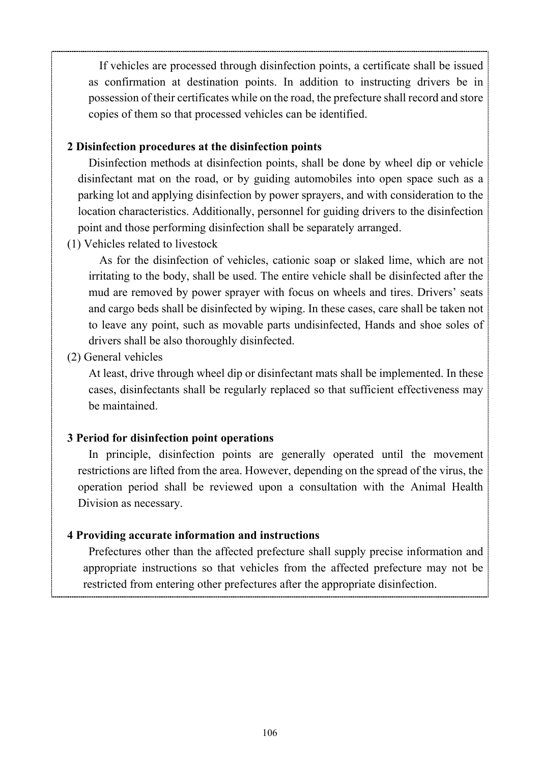If vehicles are processed through disinfection points, a certificate shall be issued as confirmation at destination points. In addition to instructing drivers be in possession of their certificates while on the road, the prefecture shall record and store copies of them so that processed vehicles can be identified.

**2 Disinfection procedures at the disinfection points**

Disinfection methods at disinfection points, shall be done by wheel dip or vehicle disinfectant mat on the road, or by guiding automobiles into open space such as a parking lot and applying disinfection by power sprayers, and with consideration to the location characteristics. Additionally, personnel for guiding drivers to the disinfection point and those performing disinfection shall be separately arranged.

(1) Vehicles related to livestock

As for the disinfection of vehicles, cationic soap or slaked lime, which are not irritating to the body, shall be used. The entire vehicle shall be disinfected after the mud are removed by power sprayer with focus on wheels and tires. Drivers' seats and cargo beds shall be disinfected by wiping. In these cases, care shall be taken not to leave any point, such as movable parts undisinfected, Hands and shoe soles of drivers shall be also thoroughly disinfected.

(2) General vehicles

At least, drive through wheel dip or disinfectant mats shall be implemented. In these cases, disinfectants shall be regularly replaced so that sufficient effectiveness may be maintained.

**3 Period for disinfection point operations**

In principle, disinfection points are generally operated until the movement restrictions are lifted from the area. However, depending on the spread of the virus, the operation period shall be reviewed upon a consultation with the Animal Health Division as necessary.

**4 Providing accurate information and instructions**

Prefectures other than the affected prefecture shall supply precise information and appropriate instructions so that vehicles from the affected prefecture may not be restricted from entering other prefectures after the appropriate disinfection.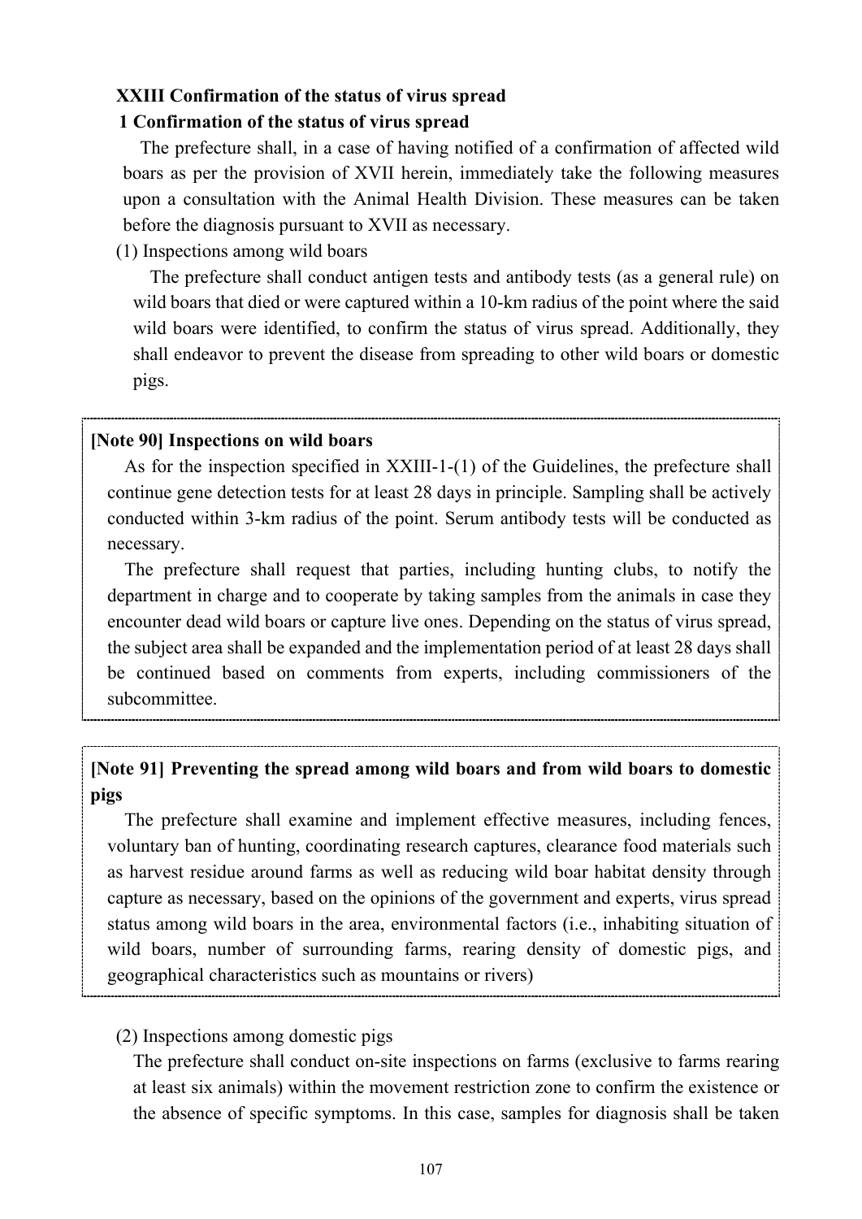## XXIII Confirmation of the status of virus spread

### 1 Confirmation of the status of virus spread

The prefecture shall, in a case of having notified of a confirmation of affected wild boars as per the provision of XVII herein, immediately take the following measures upon a consultation with the Animal Health Division. These measures can be taken before the diagnosis pursuant to XVII as necessary.

(1) Inspections among wild boars

The prefecture shall conduct antigen tests and antibody tests (as a general rule) on wild boars that died or were captured within a 10-km radius of the point where the said wild boars were identified, to confirm the status of virus spread. Additionally, they shall endeavor to prevent the disease from spreading to other wild boars or domestic pigs.

---

**[Note 90] Inspections on wild boars**

As for the inspection specified in XXIII-1-(1) of the Guidelines, the prefecture shall continue gene detection tests for at least 28 days in principle. Sampling shall be actively conducted within 3-km radius of the point. Serum antibody tests will be conducted as necessary.

The prefecture shall request that parties, including hunting clubs, to notify the department in charge and to cooperate by taking samples from the animals in case they encounter dead wild boars or capture live ones. Depending on the status of virus spread, the subject area shall be expanded and the implementation period of at least 28 days shall be continued based on comments from experts, including commissioners of the subcommittee.

---

**[Note 91] Preventing the spread among wild boars and from wild boars to domestic pigs**

The prefecture shall examine and implement effective measures, including fences, voluntary ban of hunting, coordinating research captures, clearance food materials such as harvest residue around farms as well as reducing wild boar habitat density through capture as necessary, based on the opinions of the government and experts, virus spread status among wild boars in the area, environmental factors (i.e., inhabiting situation of wild boars, number of surrounding farms, rearing density of domestic pigs, and geographical characteristics such as mountains or rivers)

---

(2) Inspections among domestic pigs

The prefecture shall conduct on-site inspections on farms (exclusive to farms rearing at least six animals) within the movement restriction zone to confirm the existence or the absence of specific symptoms. In this case, samples for diagnosis shall be taken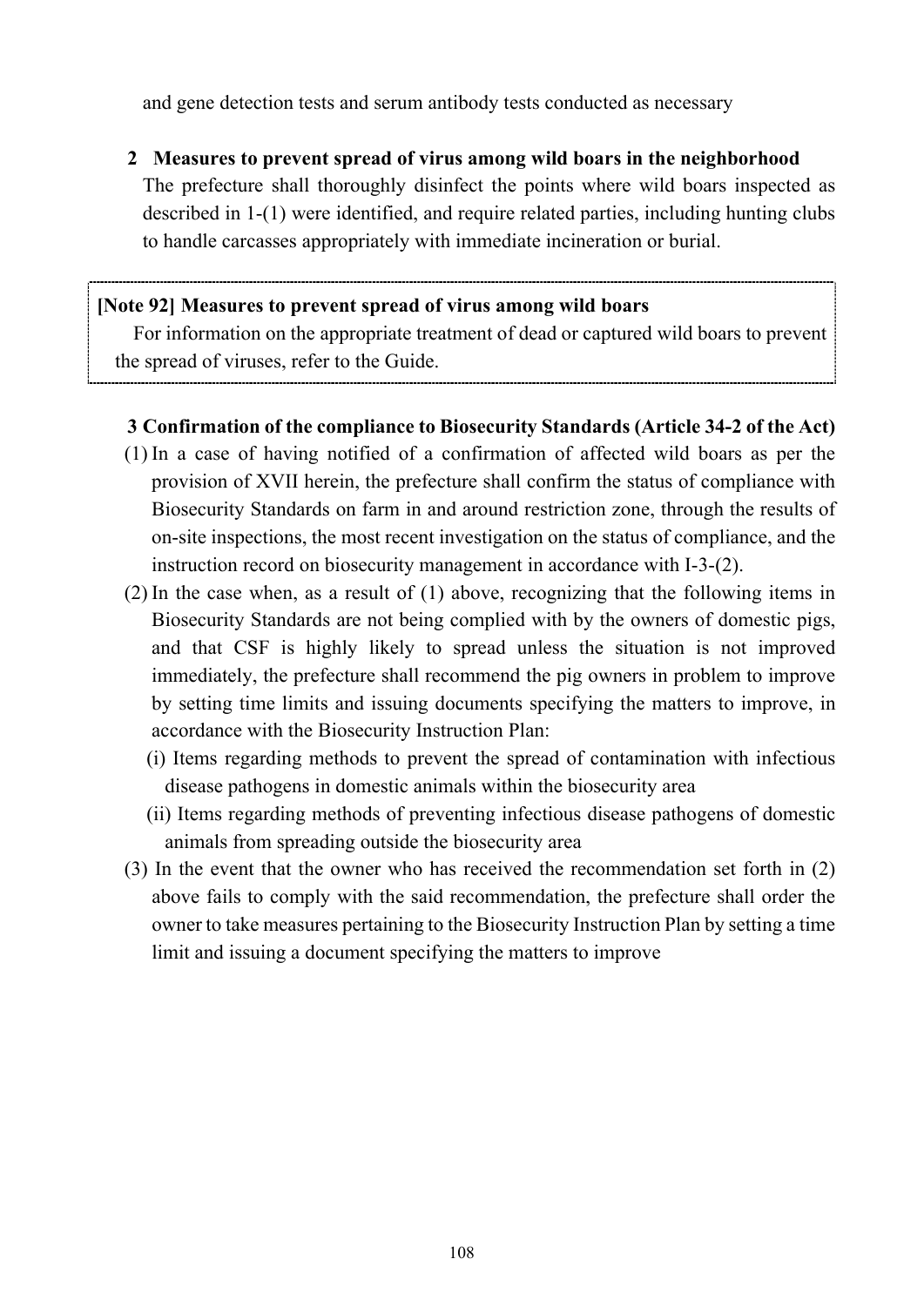and gene detection tests and serum antibody tests conducted as necessary

### 2 Measures to prevent spread of virus among wild boars in the neighborhood

The prefecture shall thoroughly disinfect the points where wild boars inspected as described in 1-(1) were identified, and require related parties, including hunting clubs to handle carcasses appropriately with immediate incineration or burial.

> **[Note 92] Measures to prevent spread of virus among wild boars**
>
> For information on the appropriate treatment of dead or captured wild boars to prevent the spread of viruses, refer to the Guide.

### 3 Confirmation of the compliance to Biosecurity Standards (Article 34-2 of the Act)

(1) In a case of having notified of a confirmation of affected wild boars as per the provision of XVII herein, the prefecture shall confirm the status of compliance with Biosecurity Standards on farm in and around restriction zone, through the results of on-site inspections, the most recent investigation on the status of compliance, and the instruction record on biosecurity management in accordance with I-3-(2).

(2) In the case when, as a result of (1) above, recognizing that the following items in Biosecurity Standards are not being complied with by the owners of domestic pigs, and that CSF is highly likely to spread unless the situation is not improved immediately, the prefecture shall recommend the pig owners in problem to improve by setting time limits and issuing documents specifying the matters to improve, in accordance with the Biosecurity Instruction Plan:

(i) Items regarding methods to prevent the spread of contamination with infectious disease pathogens in domestic animals within the biosecurity area

(ii) Items regarding methods of preventing infectious disease pathogens of domestic animals from spreading outside the biosecurity area

(3) In the event that the owner who has received the recommendation set forth in (2) above fails to comply with the said recommendation, the prefecture shall order the owner to take measures pertaining to the Biosecurity Instruction Plan by setting a time limit and issuing a document specifying the matters to improve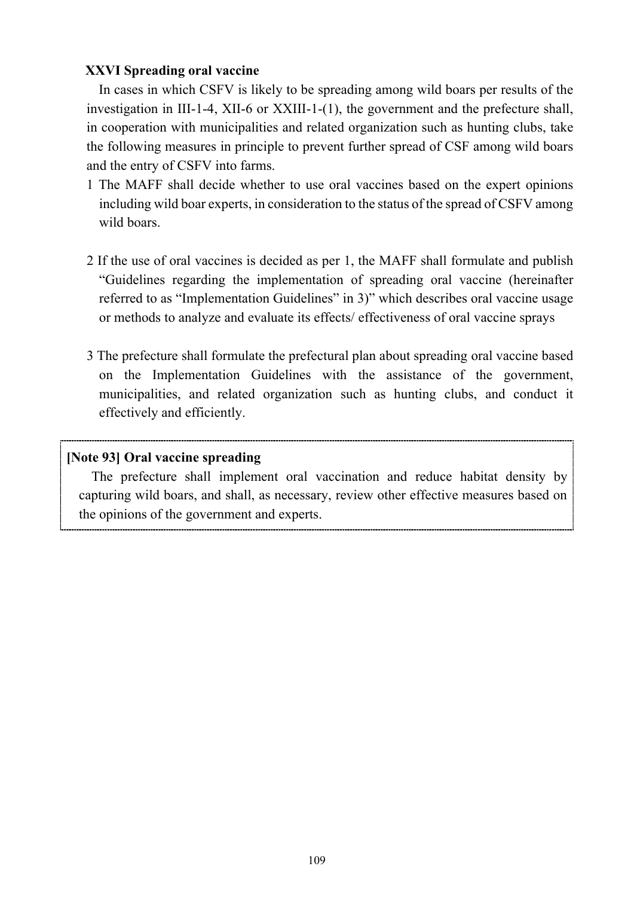## XXVI Spreading oral vaccine

In cases in which CSFV is likely to be spreading among wild boars per results of the investigation in III-1-4, XII-6 or XXIII-1-(1), the government and the prefecture shall, in cooperation with municipalities and related organization such as hunting clubs, take the following measures in principle to prevent further spread of CSF among wild boars and the entry of CSFV into farms.

1 The MAFF shall decide whether to use oral vaccines based on the expert opinions including wild boar experts, in consideration to the status of the spread of CSFV among wild boars.

2 If the use of oral vaccines is decided as per 1, the MAFF shall formulate and publish "Guidelines regarding the implementation of spreading oral vaccine (hereinafter referred to as "Implementation Guidelines" in 3)" which describes oral vaccine usage or methods to analyze and evaluate its effects/ effectiveness of oral vaccine sprays

3 The prefecture shall formulate the prefectural plan about spreading oral vaccine based on the Implementation Guidelines with the assistance of the government, municipalities, and related organization such as hunting clubs, and conduct it effectively and efficiently.

**[Note 93] Oral vaccine spreading**

The prefecture shall implement oral vaccination and reduce habitat density by capturing wild boars, and shall, as necessary, review other effective measures based on the opinions of the government and experts.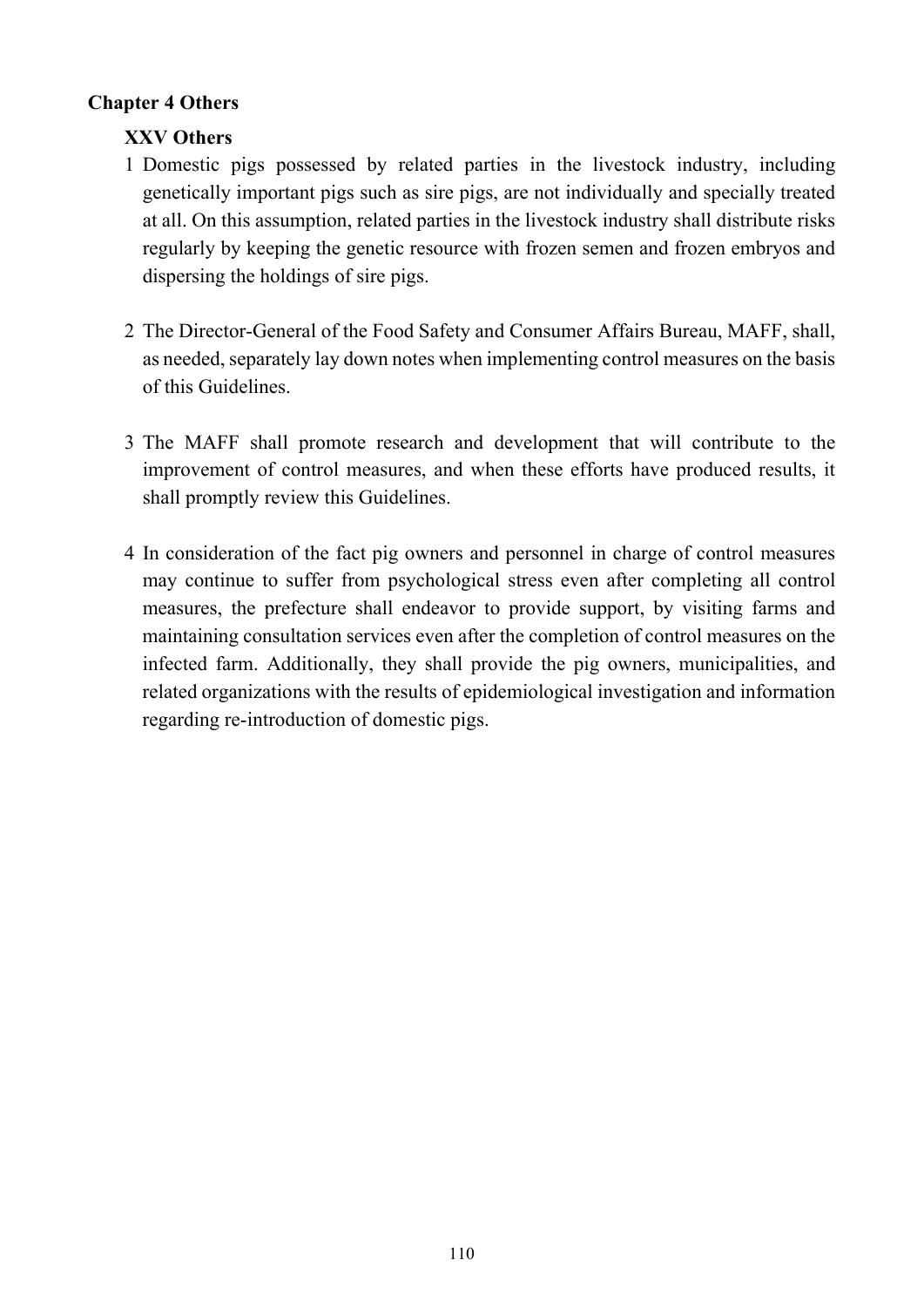## Chapter 4 Others

### XXV Others

1 Domestic pigs possessed by related parties in the livestock industry, including genetically important pigs such as sire pigs, are not individually and specially treated at all. On this assumption, related parties in the livestock industry shall distribute risks regularly by keeping the genetic resource with frozen semen and frozen embryos and dispersing the holdings of sire pigs.

2 The Director-General of the Food Safety and Consumer Affairs Bureau, MAFF, shall, as needed, separately lay down notes when implementing control measures on the basis of this Guidelines.

3 The MAFF shall promote research and development that will contribute to the improvement of control measures, and when these efforts have produced results, it shall promptly review this Guidelines.

4 In consideration of the fact pig owners and personnel in charge of control measures may continue to suffer from psychological stress even after completing all control measures, the prefecture shall endeavor to provide support, by visiting farms and maintaining consultation services even after the completion of control measures on the infected farm. Additionally, they shall provide the pig owners, municipalities, and related organizations with the results of epidemiological investigation and information regarding re-introduction of domestic pigs.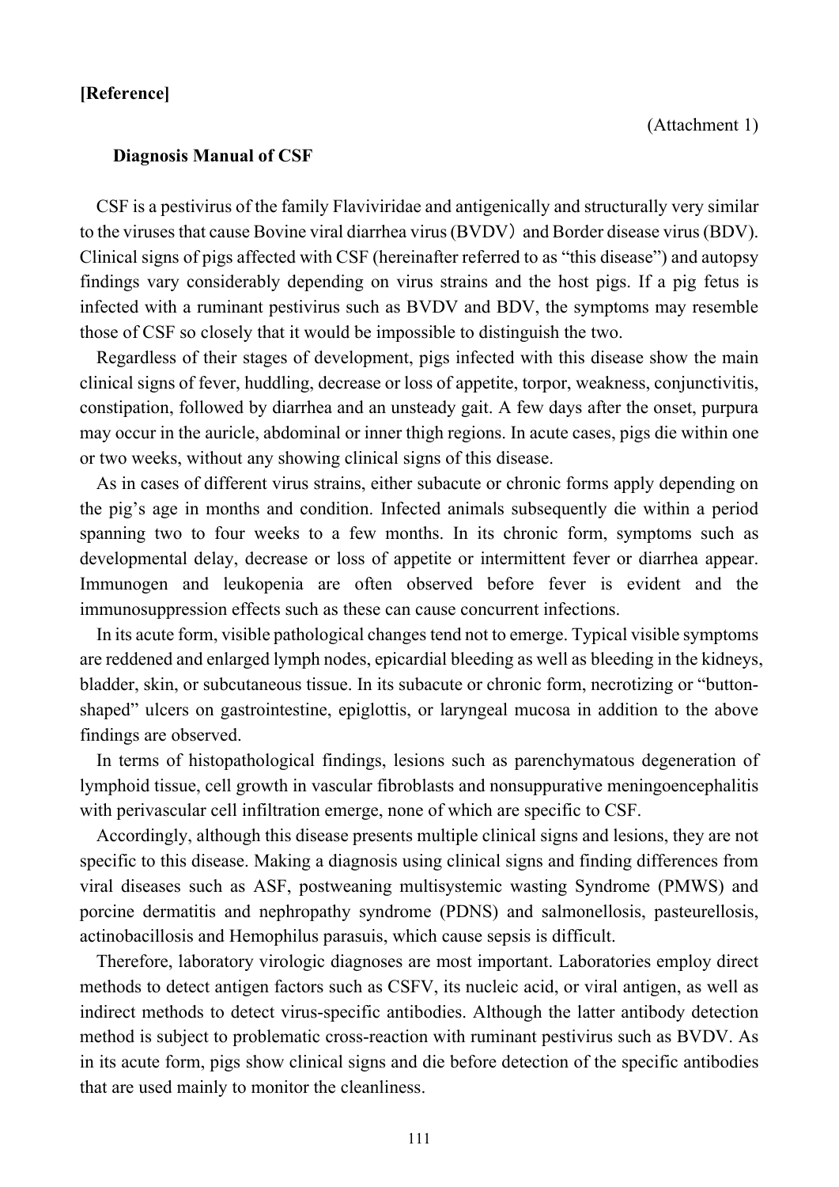**[Reference]**

(Attachment 1)

**Diagnosis Manual of CSF**

CSF is a pestivirus of the family Flaviviridae and antigenically and structurally very similar to the viruses that cause Bovine viral diarrhea virus (BVDV) and Border disease virus (BDV). Clinical signs of pigs affected with CSF (hereinafter referred to as "this disease") and autopsy findings vary considerably depending on virus strains and the host pigs. If a pig fetus is infected with a ruminant pestivirus such as BVDV and BDV, the symptoms may resemble those of CSF so closely that it would be impossible to distinguish the two.

Regardless of their stages of development, pigs infected with this disease show the main clinical signs of fever, huddling, decrease or loss of appetite, torpor, weakness, conjunctivitis, constipation, followed by diarrhea and an unsteady gait. A few days after the onset, purpura may occur in the auricle, abdominal or inner thigh regions. In acute cases, pigs die within one or two weeks, without any showing clinical signs of this disease.

As in cases of different virus strains, either subacute or chronic forms apply depending on the pig's age in months and condition. Infected animals subsequently die within a period spanning two to four weeks to a few months. In its chronic form, symptoms such as developmental delay, decrease or loss of appetite or intermittent fever or diarrhea appear. Immunogen and leukopenia are often observed before fever is evident and the immunosuppression effects such as these can cause concurrent infections.

In its acute form, visible pathological changes tend not to emerge. Typical visible symptoms are reddened and enlarged lymph nodes, epicardial bleeding as well as bleeding in the kidneys, bladder, skin, or subcutaneous tissue. In its subacute or chronic form, necrotizing or "button-shaped" ulcers on gastrointestine, epiglottis, or laryngeal mucosa in addition to the above findings are observed.

In terms of histopathological findings, lesions such as parenchymatous degeneration of lymphoid tissue, cell growth in vascular fibroblasts and nonsuppurative meningoencephalitis with perivascular cell infiltration emerge, none of which are specific to CSF.

Accordingly, although this disease presents multiple clinical signs and lesions, they are not specific to this disease. Making a diagnosis using clinical signs and finding differences from viral diseases such as ASF, postweaning multisystemic wasting Syndrome (PMWS) and porcine dermatitis and nephropathy syndrome (PDNS) and salmonellosis, pasteurellosis, actinobacillosis and Hemophilus parasuis, which cause sepsis is difficult.

Therefore, laboratory virologic diagnoses are most important. Laboratories employ direct methods to detect antigen factors such as CSFV, its nucleic acid, or viral antigen, as well as indirect methods to detect virus-specific antibodies. Although the latter antibody detection method is subject to problematic cross-reaction with ruminant pestivirus such as BVDV. As in its acute form, pigs show clinical signs and die before detection of the specific antibodies that are used mainly to monitor the cleanliness.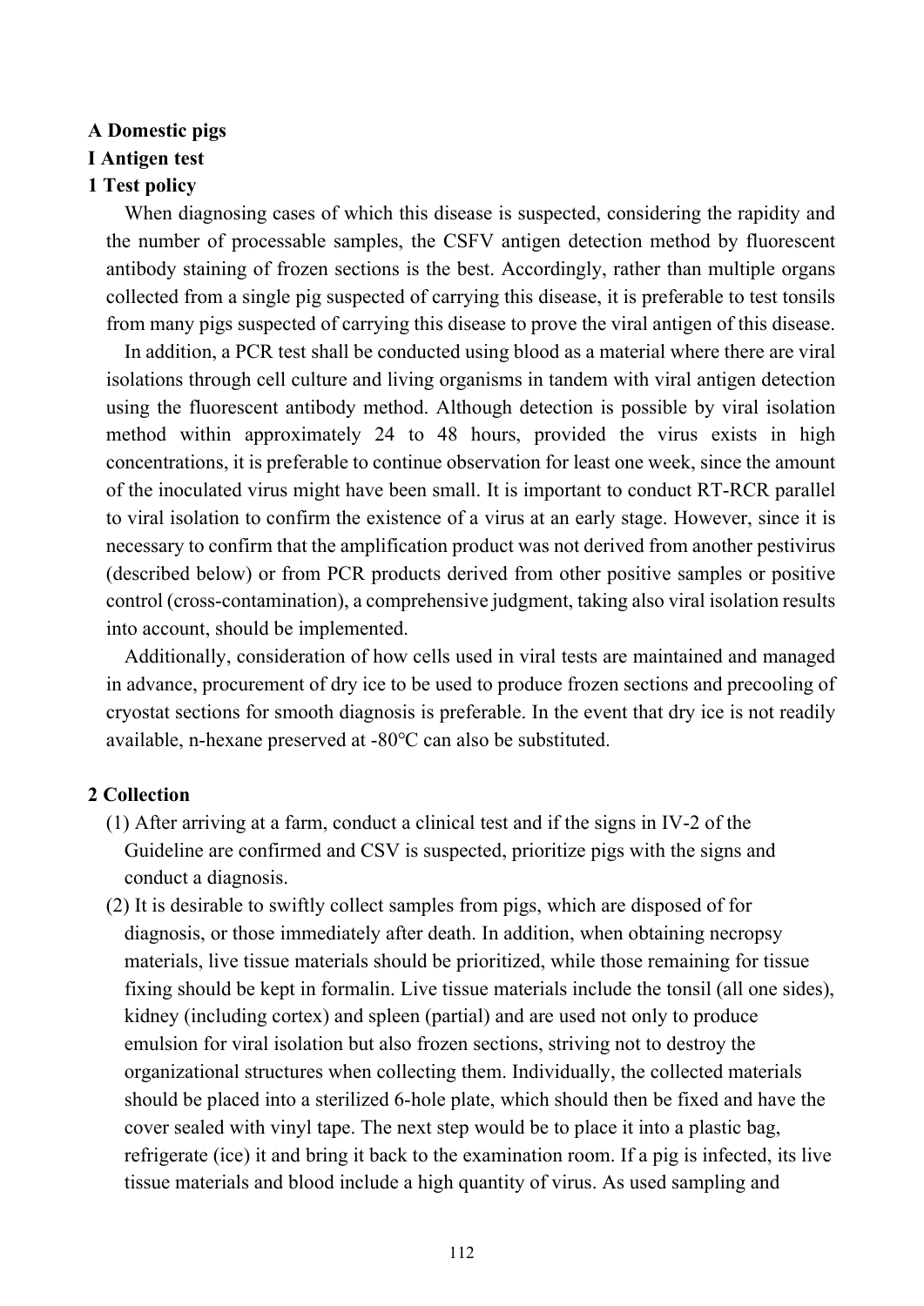**A Domestic pigs**

**I Antigen test**

**1 Test policy**

When diagnosing cases of which this disease is suspected, considering the rapidity and the number of processable samples, the CSFV antigen detection method by fluorescent antibody staining of frozen sections is the best. Accordingly, rather than multiple organs collected from a single pig suspected of carrying this disease, it is preferable to test tonsils from many pigs suspected of carrying this disease to prove the viral antigen of this disease.

In addition, a PCR test shall be conducted using blood as a material where there are viral isolations through cell culture and living organisms in tandem with viral antigen detection using the fluorescent antibody method. Although detection is possible by viral isolation method within approximately 24 to 48 hours, provided the virus exists in high concentrations, it is preferable to continue observation for least one week, since the amount of the inoculated virus might have been small. It is important to conduct RT-RCR parallel to viral isolation to confirm the existence of a virus at an early stage. However, since it is necessary to confirm that the amplification product was not derived from another pestivirus (described below) or from PCR products derived from other positive samples or positive control (cross-contamination), a comprehensive judgment, taking also viral isolation results into account, should be implemented.

Additionally, consideration of how cells used in viral tests are maintained and managed in advance, procurement of dry ice to be used to produce frozen sections and precooling of cryostat sections for smooth diagnosis is preferable. In the event that dry ice is not readily available, n-hexane preserved at -80°C can also be substituted.

**2 Collection**

(1) After arriving at a farm, conduct a clinical test and if the signs in IV-2 of the Guideline are confirmed and CSV is suspected, prioritize pigs with the signs and conduct a diagnosis.

(2) It is desirable to swiftly collect samples from pigs, which are disposed of for diagnosis, or those immediately after death. In addition, when obtaining necropsy materials, live tissue materials should be prioritized, while those remaining for tissue fixing should be kept in formalin. Live tissue materials include the tonsil (all one sides), kidney (including cortex) and spleen (partial) and are used not only to produce emulsion for viral isolation but also frozen sections, striving not to destroy the organizational structures when collecting them. Individually, the collected materials should be placed into a sterilized 6-hole plate, which should then be fixed and have the cover sealed with vinyl tape. The next step would be to place it into a plastic bag, refrigerate (ice) it and bring it back to the examination room. If a pig is infected, its live tissue materials and blood include a high quantity of virus. As used sampling and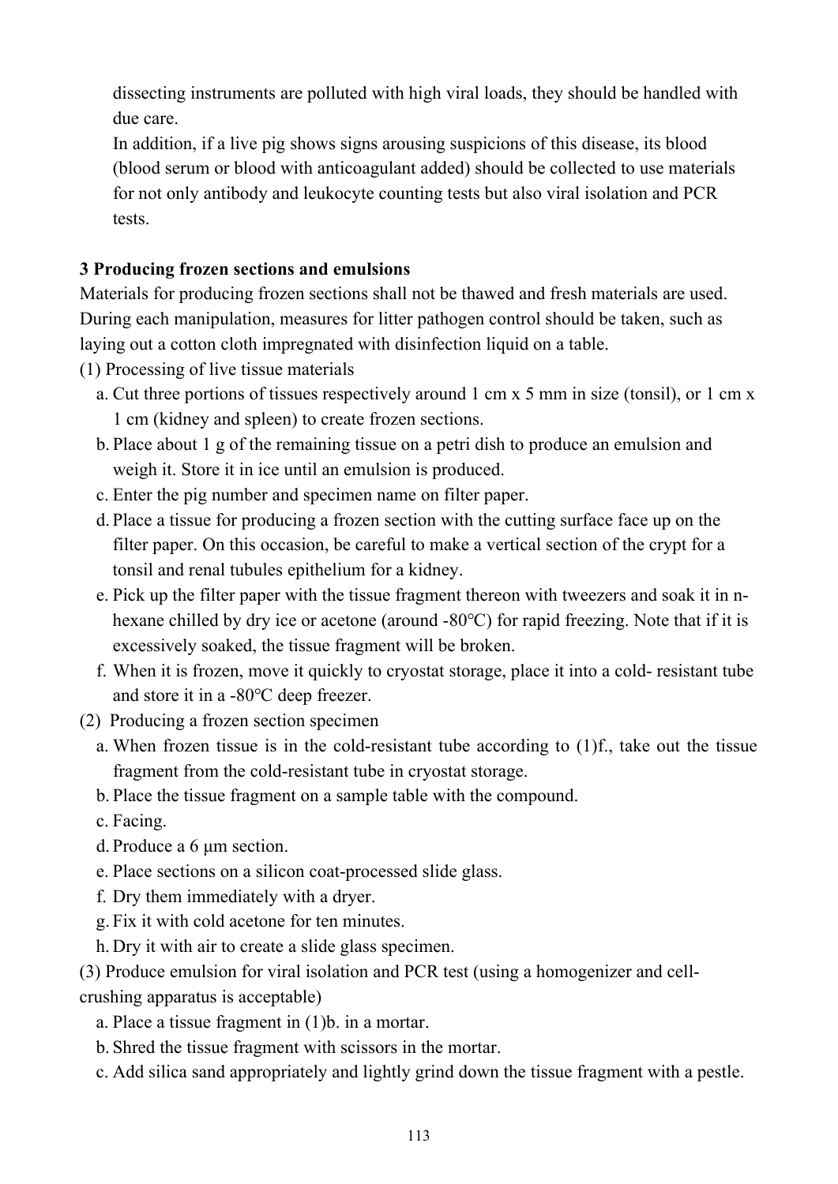dissecting instruments are polluted with high viral loads, they should be handled with due care.

In addition, if a live pig shows signs arousing suspicions of this disease, its blood (blood serum or blood with anticoagulant added) should be collected to use materials for not only antibody and leukocyte counting tests but also viral isolation and PCR tests.

**3 Producing frozen sections and emulsions**

Materials for producing frozen sections shall not be thawed and fresh materials are used. During each manipulation, measures for litter pathogen control should be taken, such as laying out a cotton cloth impregnated with disinfection liquid on a table.

(1) Processing of live tissue materials

a. Cut three portions of tissues respectively around 1 cm x 5 mm in size (tonsil), or 1 cm x 1 cm (kidney and spleen) to create frozen sections.
b. Place about 1 g of the remaining tissue on a petri dish to produce an emulsion and weigh it. Store it in ice until an emulsion is produced.
c. Enter the pig number and specimen name on filter paper.
d. Place a tissue for producing a frozen section with the cutting surface face up on the filter paper. On this occasion, be careful to make a vertical section of the crypt for a tonsil and renal tubules epithelium for a kidney.
e. Pick up the filter paper with the tissue fragment thereon with tweezers and soak it in n-hexane chilled by dry ice or acetone (around -80℃) for rapid freezing. Note that if it is excessively soaked, the tissue fragment will be broken.
f. When it is frozen, move it quickly to cryostat storage, place it into a cold- resistant tube and store it in a -80℃ deep freezer.

(2) Producing a frozen section specimen

a. When frozen tissue is in the cold-resistant tube according to (1)f., take out the tissue fragment from the cold-resistant tube in cryostat storage.
b. Place the tissue fragment on a sample table with the compound.
c. Facing.
d. Produce a 6 μm section.
e. Place sections on a silicon coat-processed slide glass.
f. Dry them immediately with a dryer.
g. Fix it with cold acetone for ten minutes.
h. Dry it with air to create a slide glass specimen.

(3) Produce emulsion for viral isolation and PCR test (using a homogenizer and cell-crushing apparatus is acceptable)

a. Place a tissue fragment in (1)b. in a mortar.
b. Shred the tissue fragment with scissors in the mortar.
c. Add silica sand appropriately and lightly grind down the tissue fragment with a pestle.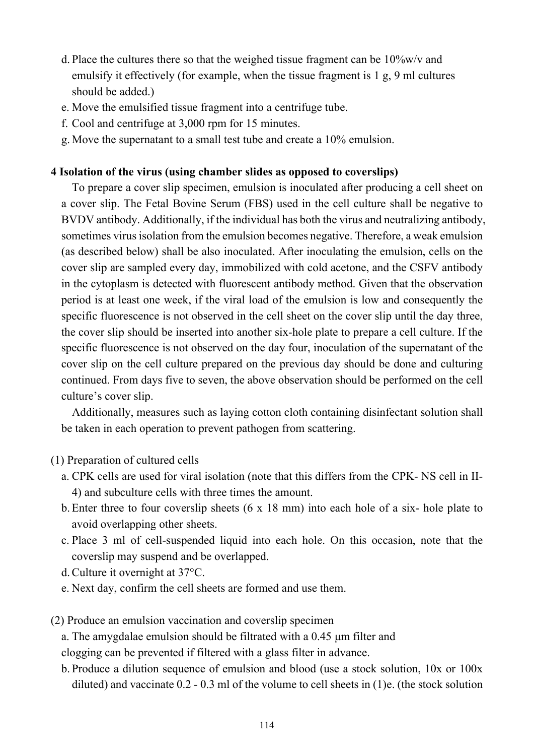d. Place the cultures there so that the weighed tissue fragment can be 10%w/v and emulsify it effectively (for example, when the tissue fragment is 1 g, 9 ml cultures should be added.)

e. Move the emulsified tissue fragment into a centrifuge tube.

f. Cool and centrifuge at 3,000 rpm for 15 minutes.

g. Move the supernatant to a small test tube and create a 10% emulsion.

**4 Isolation of the virus (using chamber slides as opposed to coverslips)**

To prepare a cover slip specimen, emulsion is inoculated after producing a cell sheet on a cover slip. The Fetal Bovine Serum (FBS) used in the cell culture shall be negative to BVDV antibody. Additionally, if the individual has both the virus and neutralizing antibody, sometimes virus isolation from the emulsion becomes negative. Therefore, a weak emulsion (as described below) shall be also inoculated. After inoculating the emulsion, cells on the cover slip are sampled every day, immobilized with cold acetone, and the CSFV antibody in the cytoplasm is detected with fluorescent antibody method. Given that the observation period is at least one week, if the viral load of the emulsion is low and consequently the specific fluorescence is not observed in the cell sheet on the cover slip until the day three, the cover slip should be inserted into another six-hole plate to prepare a cell culture. If the specific fluorescence is not observed on the day four, inoculation of the supernatant of the cover slip on the cell culture prepared on the previous day should be done and culturing continued. From days five to seven, the above observation should be performed on the cell culture's cover slip.

Additionally, measures such as laying cotton cloth containing disinfectant solution shall be taken in each operation to prevent pathogen from scattering.

(1) Preparation of cultured cells

a. CPK cells are used for viral isolation (note that this differs from the CPK- NS cell in II-4) and subculture cells with three times the amount.

b. Enter three to four coverslip sheets (6 x 18 mm) into each hole of a six- hole plate to avoid overlapping other sheets.

c. Place 3 ml of cell-suspended liquid into each hole. On this occasion, note that the coverslip may suspend and be overlapped.

d. Culture it overnight at 37°C.

e. Next day, confirm the cell sheets are formed and use them.

(2) Produce an emulsion vaccination and coverslip specimen

a. The amygdalae emulsion should be filtrated with a 0.45 μm filter and clogging can be prevented if filtered with a glass filter in advance.

b. Produce a dilution sequence of emulsion and blood (use a stock solution, 10x or 100x diluted) and vaccinate 0.2 - 0.3 ml of the volume to cell sheets in (1)e. (the stock solution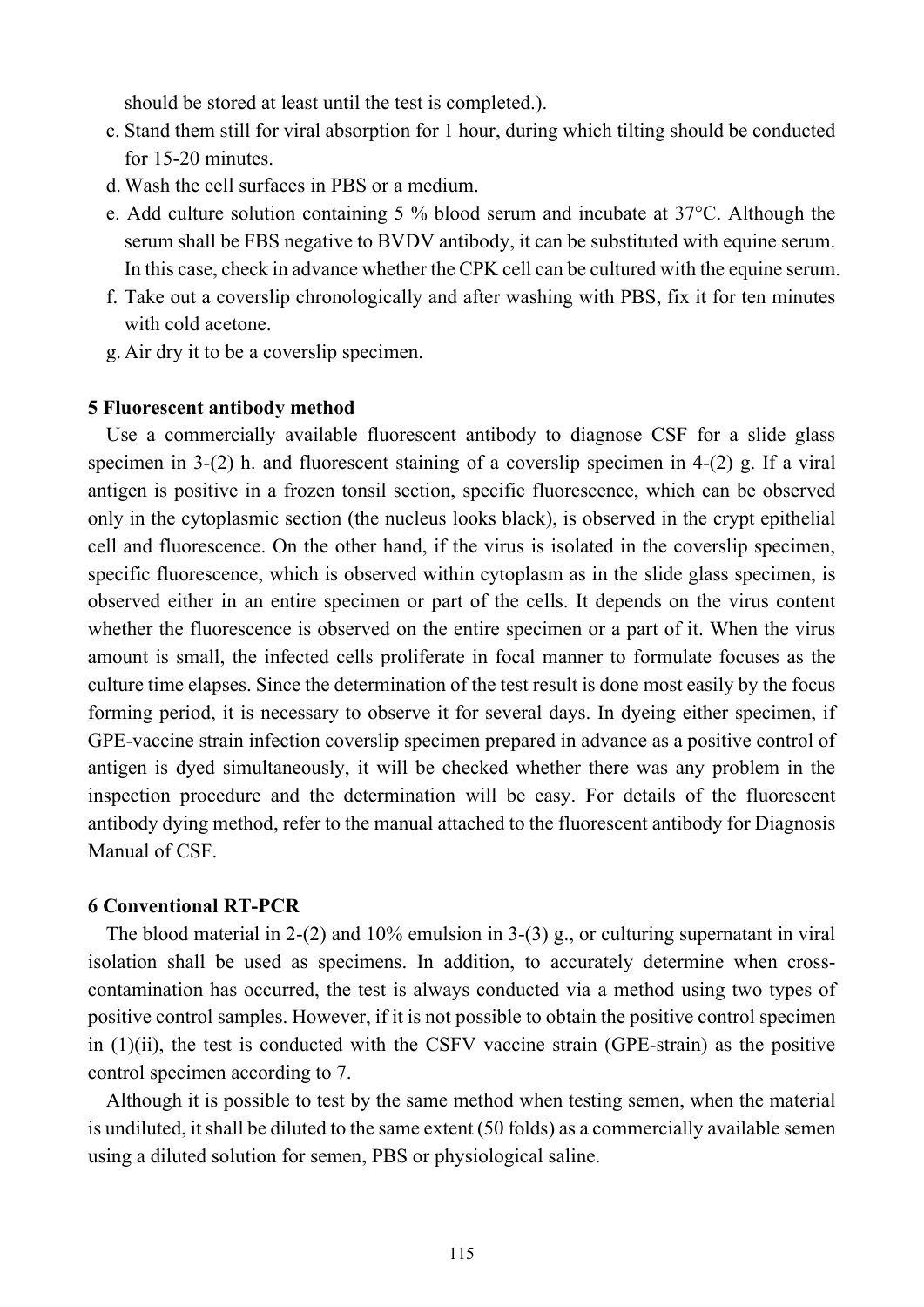should be stored at least until the test is completed.).

c. Stand them still for viral absorption for 1 hour, during which tilting should be conducted for 15-20 minutes.

d. Wash the cell surfaces in PBS or a medium.

e. Add culture solution containing 5 % blood serum and incubate at 37°C. Although the serum shall be FBS negative to BVDV antibody, it can be substituted with equine serum. In this case, check in advance whether the CPK cell can be cultured with the equine serum.

f. Take out a coverslip chronologically and after washing with PBS, fix it for ten minutes with cold acetone.

g. Air dry it to be a coverslip specimen.

**5 Fluorescent antibody method**

Use a commercially available fluorescent antibody to diagnose CSF for a slide glass specimen in 3-(2) h. and fluorescent staining of a coverslip specimen in 4-(2) g. If a viral antigen is positive in a frozen tonsil section, specific fluorescence, which can be observed only in the cytoplasmic section (the nucleus looks black), is observed in the crypt epithelial cell and fluorescence. On the other hand, if the virus is isolated in the coverslip specimen, specific fluorescence, which is observed within cytoplasm as in the slide glass specimen, is observed either in an entire specimen or part of the cells. It depends on the virus content whether the fluorescence is observed on the entire specimen or a part of it. When the virus amount is small, the infected cells proliferate in focal manner to formulate focuses as the culture time elapses. Since the determination of the test result is done most easily by the focus forming period, it is necessary to observe it for several days. In dyeing either specimen, if GPE-vaccine strain infection coverslip specimen prepared in advance as a positive control of antigen is dyed simultaneously, it will be checked whether there was any problem in the inspection procedure and the determination will be easy. For details of the fluorescent antibody dying method, refer to the manual attached to the fluorescent antibody for Diagnosis Manual of CSF.

**6 Conventional RT-PCR**

The blood material in 2-(2) and 10% emulsion in 3-(3) g., or culturing supernatant in viral isolation shall be used as specimens. In addition, to accurately determine when cross-contamination has occurred, the test is always conducted via a method using two types of positive control samples. However, if it is not possible to obtain the positive control specimen in (1)(ii), the test is conducted with the CSFV vaccine strain (GPE-strain) as the positive control specimen according to 7.

Although it is possible to test by the same method when testing semen, when the material is undiluted, it shall be diluted to the same extent (50 folds) as a commercially available semen using a diluted solution for semen, PBS or physiological saline.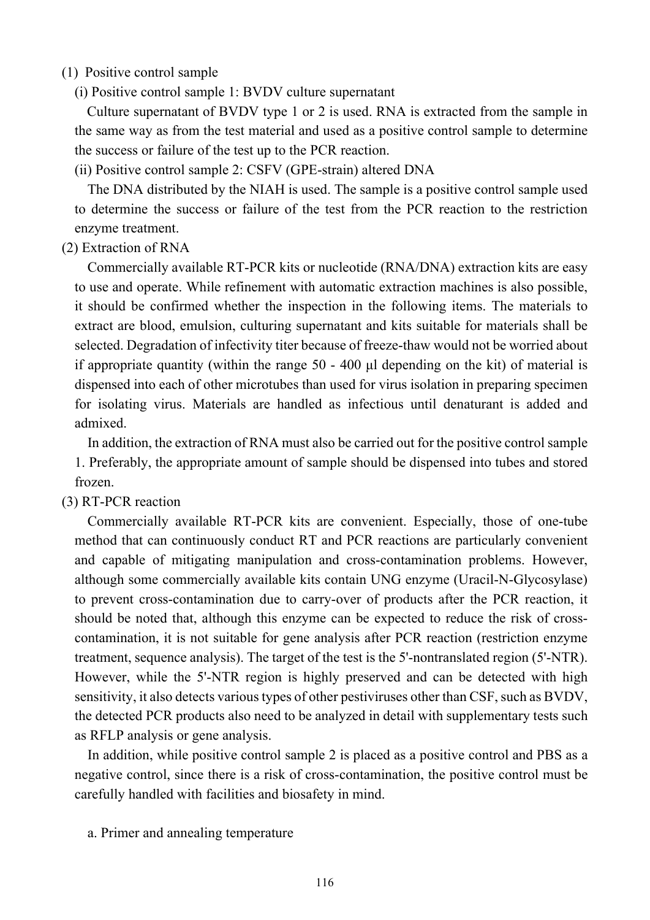(1) Positive control sample

(i) Positive control sample 1: BVDV culture supernatant

Culture supernatant of BVDV type 1 or 2 is used. RNA is extracted from the sample in the same way as from the test material and used as a positive control sample to determine the success or failure of the test up to the PCR reaction.

(ii) Positive control sample 2: CSFV (GPE-strain) altered DNA

The DNA distributed by the NIAH is used. The sample is a positive control sample used to determine the success or failure of the test from the PCR reaction to the restriction enzyme treatment.

(2) Extraction of RNA

Commercially available RT-PCR kits or nucleotide (RNA/DNA) extraction kits are easy to use and operate. While refinement with automatic extraction machines is also possible, it should be confirmed whether the inspection in the following items. The materials to extract are blood, emulsion, culturing supernatant and kits suitable for materials shall be selected. Degradation of infectivity titer because of freeze-thaw would not be worried about if appropriate quantity (within the range 50 - 400 μl depending on the kit) of material is dispensed into each of other microtubes than used for virus isolation in preparing specimen for isolating virus. Materials are handled as infectious until denaturant is added and admixed.

In addition, the extraction of RNA must also be carried out for the positive control sample 1. Preferably, the appropriate amount of sample should be dispensed into tubes and stored frozen.

(3) RT-PCR reaction

Commercially available RT-PCR kits are convenient. Especially, those of one-tube method that can continuously conduct RT and PCR reactions are particularly convenient and capable of mitigating manipulation and cross-contamination problems. However, although some commercially available kits contain UNG enzyme (Uracil-N-Glycosylase) to prevent cross-contamination due to carry-over of products after the PCR reaction, it should be noted that, although this enzyme can be expected to reduce the risk of cross-contamination, it is not suitable for gene analysis after PCR reaction (restriction enzyme treatment, sequence analysis). The target of the test is the 5'-nontranslated region (5'-NTR). However, while the 5'-NTR region is highly preserved and can be detected with high sensitivity, it also detects various types of other pestiviruses other than CSF, such as BVDV, the detected PCR products also need to be analyzed in detail with supplementary tests such as RFLP analysis or gene analysis.

In addition, while positive control sample 2 is placed as a positive control and PBS as a negative control, since there is a risk of cross-contamination, the positive control must be carefully handled with facilities and biosafety in mind.

a. Primer and annealing temperature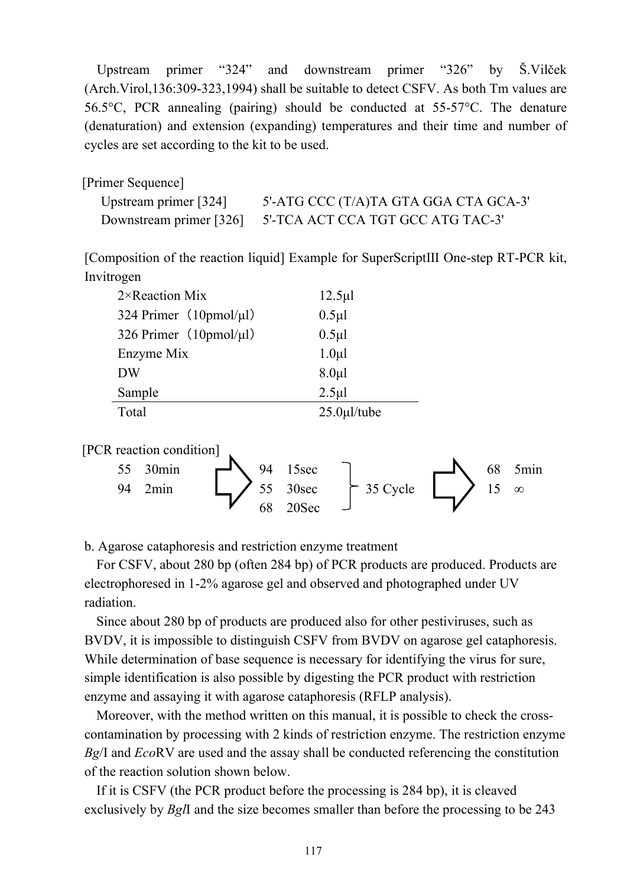Upstream primer “324” and downstream primer “326” by Š.Vilček (Arch.Virol,136:309-323,1994) shall be suitable to detect CSFV. As both Tm values are 56.5°C, PCR annealing (pairing) should be conducted at 55-57°C. The denature (denaturation) and extension (expanding) temperatures and their time and number of cycles are set according to the kit to be used.

[Primer Sequence]

Upstream primer [324]    5'-ATG CCC (T/A)TA GTA GGA CTA GCA-3'

Downstream primer [326]    5'-TCA ACT CCA TGT GCC ATG TAC-3'

[Composition of the reaction liquid] Example for SuperScriptIII One-step RT-PCR kit, Invitrogen

| | |
|---|---|
| 2×Reaction Mix | 12.5μl |
| 324 Primer（10pmol/μl） | 0.5μl |
| 326 Primer（10pmol/μl） | 0.5μl |
| Enzyme Mix | 1.0μl |
| DW | 8.0μl |
| Sample | 2.5μl |
| Total | 25.0μl/tube |

[PCR reaction condition]

55 30min
94 2min
⇨
94 15sec
55 30sec
68 20Sec
35 Cycle
⇨
68 5min
15 ∞

b. Agarose cataphoresis and restriction enzyme treatment

For CSFV, about 280 bp (often 284 bp) of PCR products are produced. Products are electrophoresed in 1-2% agarose gel and observed and photographed under UV radiation.

Since about 280 bp of products are produced also for other pestiviruses, such as BVDV, it is impossible to distinguish CSFV from BVDV on agarose gel cataphoresis. While determination of base sequence is necessary for identifying the virus for sure, simple identification is also possible by digesting the PCR product with restriction enzyme and assaying it with agarose cataphoresis (RFLP analysis).

Moreover, with the method written on this manual, it is possible to check the cross-contamination by processing with 2 kinds of restriction enzyme. The restriction enzyme *Bgl*I and *Eco*RV are used and the assay shall be conducted referencing the constitution of the reaction solution shown below.

If it is CSFV (the PCR product before the processing is 284 bp), it is cleaved exclusively by *Bgl*I and the size becomes smaller than before the processing to be 243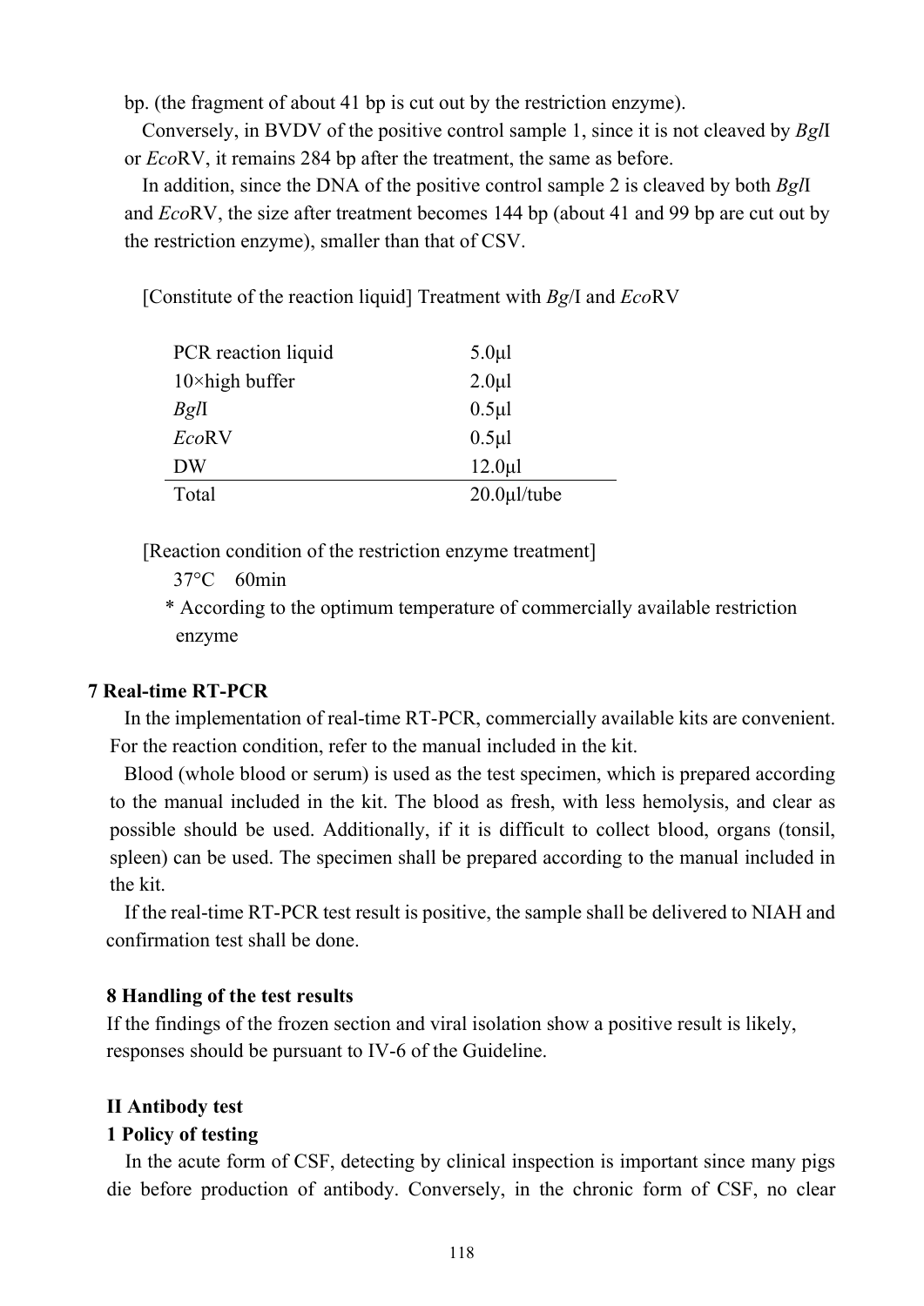bp. (the fragment of about 41 bp is cut out by the restriction enzyme).

Conversely, in BVDV of the positive control sample 1, since it is not cleaved by *Bgl*I or *Eco*RV, it remains 284 bp after the treatment, the same as before.

In addition, since the DNA of the positive control sample 2 is cleaved by both *Bgl*I and *Eco*RV, the size after treatment becomes 144 bp (about 41 and 99 bp are cut out by the restriction enzyme), smaller than that of CSV.

[Constitute of the reaction liquid] Treatment with *Bg/*I and *Eco*RV

| | |
|---|---|
| PCR reaction liquid | 5.0μl |
| 10×high buffer | 2.0μl |
| *Bgl*I | 0.5μl |
| *Eco*RV | 0.5μl |
| DW | 12.0μl |
| Total | 20.0μl/tube |

[Reaction condition of the restriction enzyme treatment]

37°C 60min

\* According to the optimum temperature of commercially available restriction enzyme

### 7 Real-time RT-PCR

In the implementation of real-time RT-PCR, commercially available kits are convenient. For the reaction condition, refer to the manual included in the kit.

Blood (whole blood or serum) is used as the test specimen, which is prepared according to the manual included in the kit. The blood as fresh, with less hemolysis, and clear as possible should be used. Additionally, if it is difficult to collect blood, organs (tonsil, spleen) can be used. The specimen shall be prepared according to the manual included in the kit.

If the real-time RT-PCR test result is positive, the sample shall be delivered to NIAH and confirmation test shall be done.

### 8 Handling of the test results

If the findings of the frozen section and viral isolation show a positive result is likely, responses should be pursuant to IV-6 of the Guideline.

## II Antibody test

### 1 Policy of testing

In the acute form of CSF, detecting by clinical inspection is important since many pigs die before production of antibody. Conversely, in the chronic form of CSF, no clear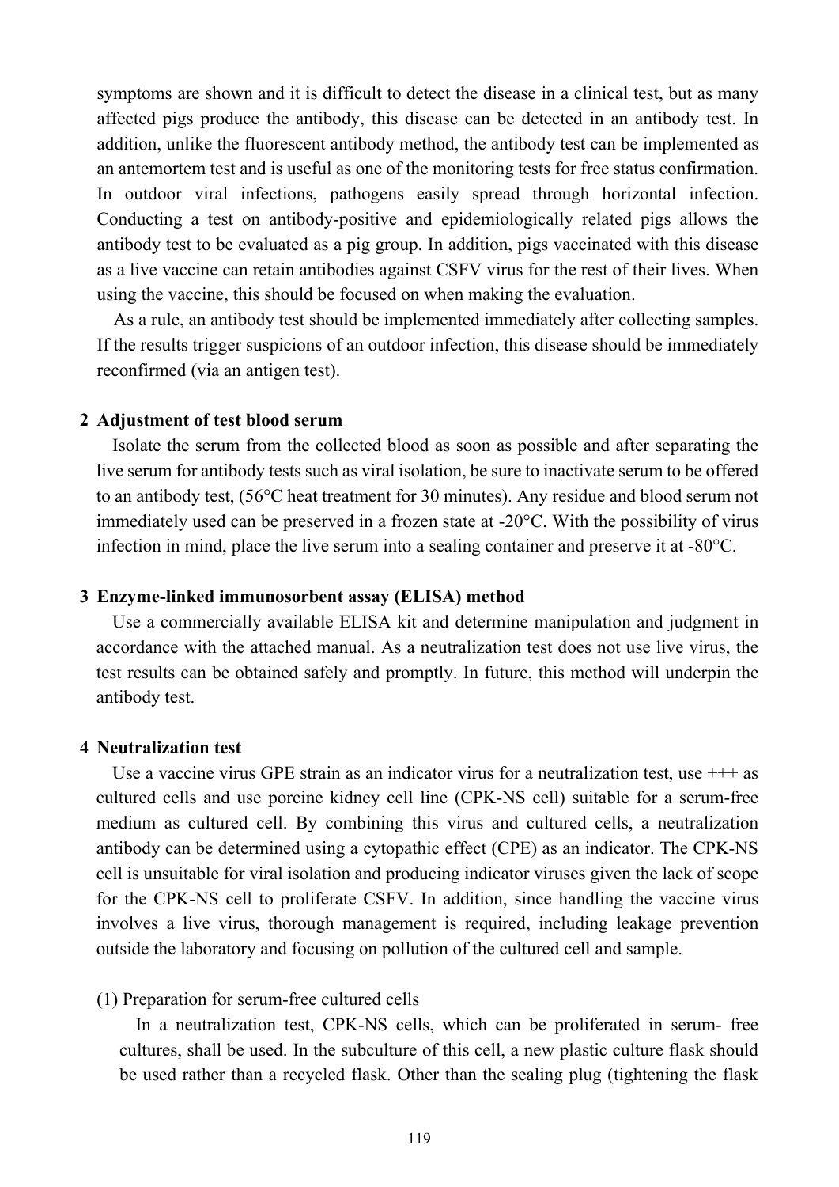symptoms are shown and it is difficult to detect the disease in a clinical test, but as many affected pigs produce the antibody, this disease can be detected in an antibody test. In addition, unlike the fluorescent antibody method, the antibody test can be implemented as an antemortem test and is useful as one of the monitoring tests for free status confirmation. In outdoor viral infections, pathogens easily spread through horizontal infection. Conducting a test on antibody-positive and epidemiologically related pigs allows the antibody test to be evaluated as a pig group. In addition, pigs vaccinated with this disease as a live vaccine can retain antibodies against CSFV virus for the rest of their lives. When using the vaccine, this should be focused on when making the evaluation.

As a rule, an antibody test should be implemented immediately after collecting samples. If the results trigger suspicions of an outdoor infection, this disease should be immediately reconfirmed (via an antigen test).

## 2 Adjustment of test blood serum

Isolate the serum from the collected blood as soon as possible and after separating the live serum for antibody tests such as viral isolation, be sure to inactivate serum to be offered to an antibody test, (56°C heat treatment for 30 minutes). Any residue and blood serum not immediately used can be preserved in a frozen state at -20°C. With the possibility of virus infection in mind, place the live serum into a sealing container and preserve it at -80°C.

## 3 Enzyme-linked immunosorbent assay (ELISA) method

Use a commercially available ELISA kit and determine manipulation and judgment in accordance with the attached manual. As a neutralization test does not use live virus, the test results can be obtained safely and promptly. In future, this method will underpin the antibody test.

## 4 Neutralization test

Use a vaccine virus GPE strain as an indicator virus for a neutralization test, use +++ as cultured cells and use porcine kidney cell line (CPK-NS cell) suitable for a serum-free medium as cultured cell. By combining this virus and cultured cells, a neutralization antibody can be determined using a cytopathic effect (CPE) as an indicator. The CPK-NS cell is unsuitable for viral isolation and producing indicator viruses given the lack of scope for the CPK-NS cell to proliferate CSFV. In addition, since handling the vaccine virus involves a live virus, thorough management is required, including leakage prevention outside the laboratory and focusing on pollution of the cultured cell and sample.

(1) Preparation for serum-free cultured cells

In a neutralization test, CPK-NS cells, which can be proliferated in serum- free cultures, shall be used. In the subculture of this cell, a new plastic culture flask should be used rather than a recycled flask. Other than the sealing plug (tightening the flask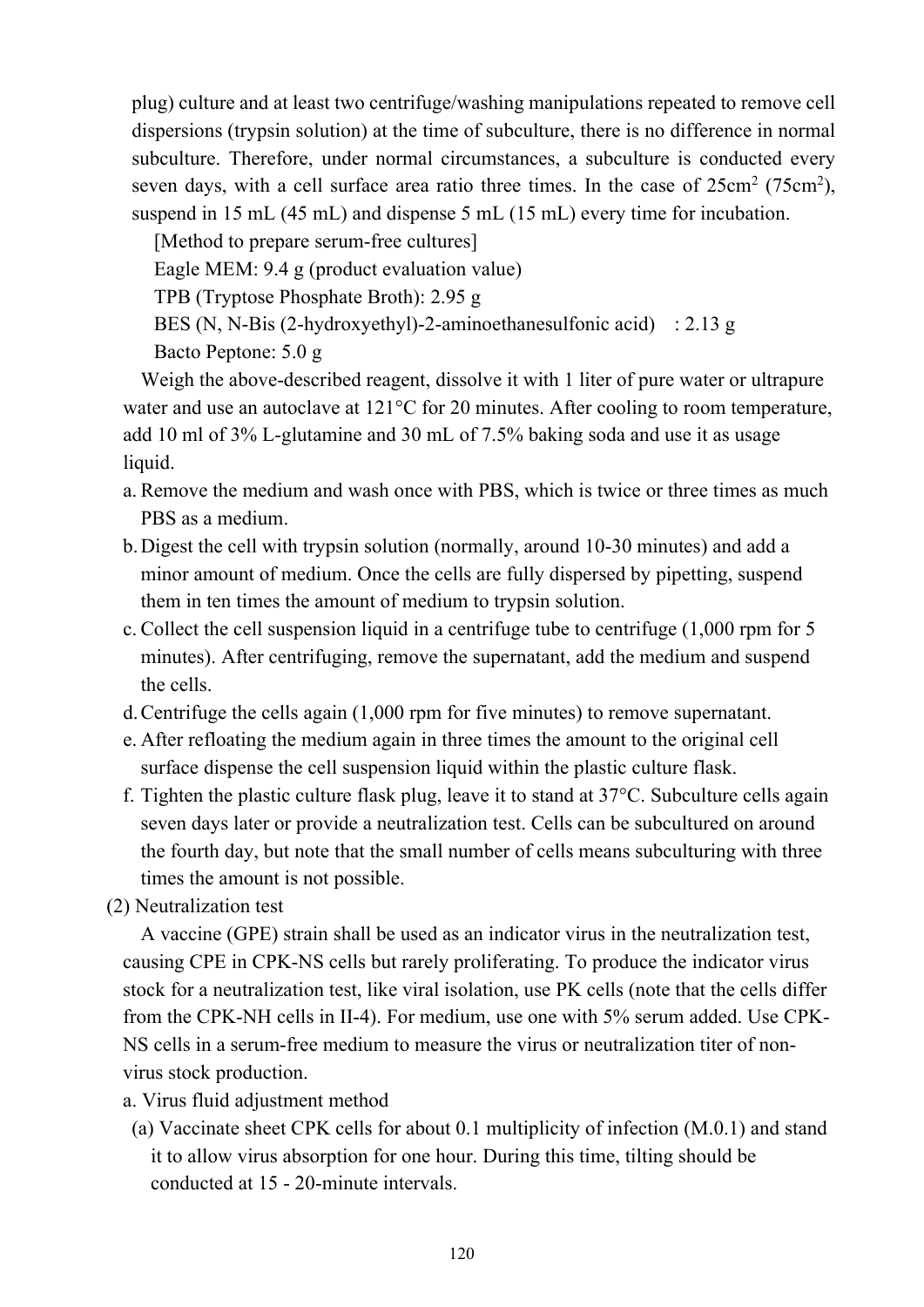plug) culture and at least two centrifuge/washing manipulations repeated to remove cell dispersions (trypsin solution) at the time of subculture, there is no difference in normal subculture. Therefore, under normal circumstances, a subculture is conducted every seven days, with a cell surface area ratio three times. In the case of $25cm^2$ ($75cm^2$), suspend in 15 mL (45 mL) and dispense 5 mL (15 mL) every time for incubation.

[Method to prepare serum-free cultures]

Eagle MEM: 9.4 g (product evaluation value)

TPB (Tryptose Phosphate Broth): 2.95 g

BES (N, N-Bis (2-hydroxyethyl)-2-aminoethanesulfonic acid)　: 2.13 g

Bacto Peptone: 5.0 g

Weigh the above-described reagent, dissolve it with 1 liter of pure water or ultrapure water and use an autoclave at 121°C for 20 minutes. After cooling to room temperature, add 10 ml of 3% L-glutamine and 30 mL of 7.5% baking soda and use it as usage liquid.

a. Remove the medium and wash once with PBS, which is twice or three times as much PBS as a medium.
b. Digest the cell with trypsin solution (normally, around 10-30 minutes) and add a minor amount of medium. Once the cells are fully dispersed by pipetting, suspend them in ten times the amount of medium to trypsin solution.
c. Collect the cell suspension liquid in a centrifuge tube to centrifuge (1,000 rpm for 5 minutes). After centrifuging, remove the supernatant, add the medium and suspend the cells.
d. Centrifuge the cells again (1,000 rpm for five minutes) to remove supernatant.
e. After refloating the medium again in three times the amount to the original cell surface dispense the cell suspension liquid within the plastic culture flask.
f. Tighten the plastic culture flask plug, leave it to stand at 37°C. Subculture cells again seven days later or provide a neutralization test. Cells can be subcultured on around the fourth day, but note that the small number of cells means subculturing with three times the amount is not possible.

(2) Neutralization test

A vaccine (GPE) strain shall be used as an indicator virus in the neutralization test, causing CPE in CPK-NS cells but rarely proliferating. To produce the indicator virus stock for a neutralization test, like viral isolation, use PK cells (note that the cells differ from the CPK-NH cells in II-4). For medium, use one with 5% serum added. Use CPK-NS cells in a serum-free medium to measure the virus or neutralization titer of non-virus stock production.

a. Virus fluid adjustment method

(a) Vaccinate sheet CPK cells for about 0.1 multiplicity of infection (M.0.1) and stand it to allow virus absorption for one hour. During this time, tilting should be conducted at 15 - 20-minute intervals.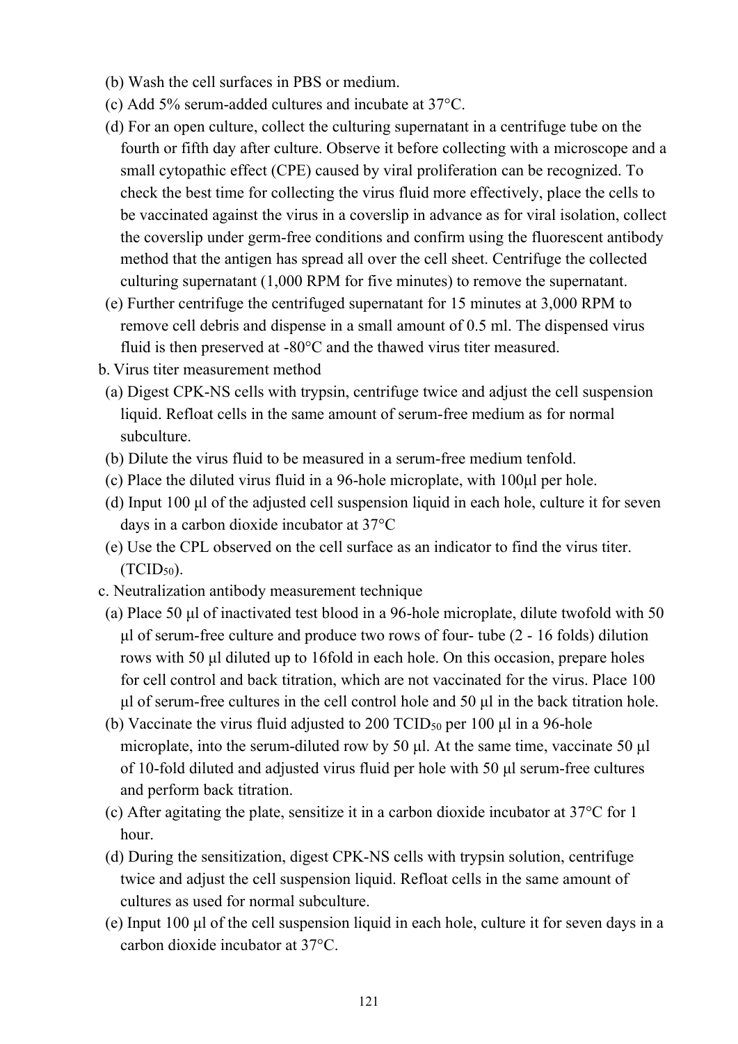(b) Wash the cell surfaces in PBS or medium.

(c) Add 5% serum-added cultures and incubate at 37°C.

(d) For an open culture, collect the culturing supernatant in a centrifuge tube on the fourth or fifth day after culture. Observe it before collecting with a microscope and a small cytopathic effect (CPE) caused by viral proliferation can be recognized. To check the best time for collecting the virus fluid more effectively, place the cells to be vaccinated against the virus in a coverslip in advance as for viral isolation, collect the coverslip under germ-free conditions and confirm using the fluorescent antibody method that the antigen has spread all over the cell sheet. Centrifuge the collected culturing supernatant (1,000 RPM for five minutes) to remove the supernatant.

(e) Further centrifuge the centrifuged supernatant for 15 minutes at 3,000 RPM to remove cell debris and dispense in a small amount of 0.5 ml. The dispensed virus fluid is then preserved at -80°C and the thawed virus titer measured.

b. Virus titer measurement method

(a) Digest CPK-NS cells with trypsin, centrifuge twice and adjust the cell suspension liquid. Refloat cells in the same amount of serum-free medium as for normal subculture.

(b) Dilute the virus fluid to be measured in a serum-free medium tenfold.

(c) Place the diluted virus fluid in a 96-hole microplate, with 100μl per hole.

(d) Input 100 μl of the adjusted cell suspension liquid in each hole, culture it for seven days in a carbon dioxide incubator at 37°C

(e) Use the CPL observed on the cell surface as an indicator to find the virus titer. ($TCID_{50}$).

c. Neutralization antibody measurement technique

(a) Place 50 μl of inactivated test blood in a 96-hole microplate, dilute twofold with 50 μl of serum-free culture and produce two rows of four- tube (2 - 16 folds) dilution rows with 50 μl diluted up to 16fold in each hole. On this occasion, prepare holes for cell control and back titration, which are not vaccinated for the virus. Place 100 μl of serum-free cultures in the cell control hole and 50 μl in the back titration hole.

(b) Vaccinate the virus fluid adjusted to 200 $TCID_{50}$ per 100 μl in a 96-hole microplate, into the serum-diluted row by 50 μl. At the same time, vaccinate 50 μl of 10-fold diluted and adjusted virus fluid per hole with 50 μl serum-free cultures and perform back titration.

(c) After agitating the plate, sensitize it in a carbon dioxide incubator at 37°C for 1 hour.

(d) During the sensitization, digest CPK-NS cells with trypsin solution, centrifuge twice and adjust the cell suspension liquid. Refloat cells in the same amount of cultures as used for normal subculture.

(e) Input 100 μl of the cell suspension liquid in each hole, culture it for seven days in a carbon dioxide incubator at 37°C.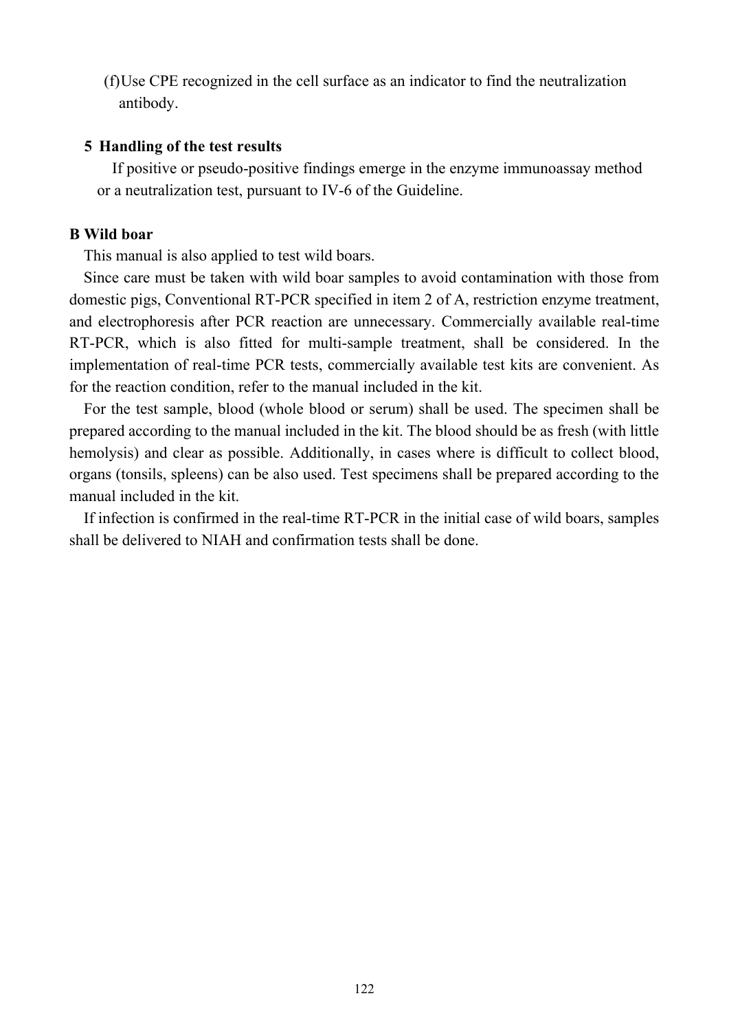(f) Use CPE recognized in the cell surface as an indicator to find the neutralization antibody.

**5 Handling of the test results**

If positive or pseudo-positive findings emerge in the enzyme immunoassay method or a neutralization test, pursuant to IV-6 of the Guideline.

**B Wild boar**

This manual is also applied to test wild boars.

Since care must be taken with wild boar samples to avoid contamination with those from domestic pigs, Conventional RT-PCR specified in item 2 of A, restriction enzyme treatment, and electrophoresis after PCR reaction are unnecessary. Commercially available real-time RT-PCR, which is also fitted for multi-sample treatment, shall be considered. In the implementation of real-time PCR tests, commercially available test kits are convenient. As for the reaction condition, refer to the manual included in the kit.

For the test sample, blood (whole blood or serum) shall be used. The specimen shall be prepared according to the manual included in the kit. The blood should be as fresh (with little hemolysis) and clear as possible. Additionally, in cases where is difficult to collect blood, organs (tonsils, spleens) can be also used. Test specimens shall be prepared according to the manual included in the kit.

If infection is confirmed in the real-time RT-PCR in the initial case of wild boars, samples shall be delivered to NIAH and confirmation tests shall be done.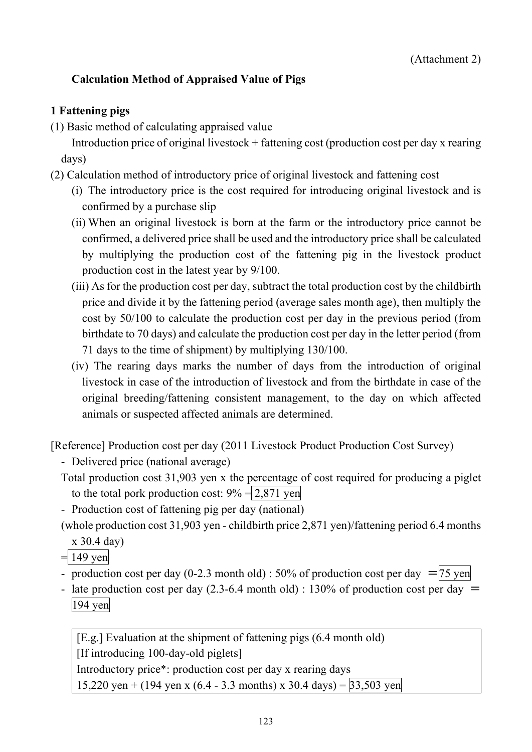(Attachment 2)

## Calculation Method of Appraised Value of Pigs

### 1 Fattening pigs

(1) Basic method of calculating appraised value

Introduction price of original livestock + fattening cost (production cost per day x rearing days)

(2) Calculation method of introductory price of original livestock and fattening cost

- (i) The introductory price is the cost required for introducing original livestock and is confirmed by a purchase slip
- (ii) When an original livestock is born at the farm or the introductory price cannot be confirmed, a delivered price shall be used and the introductory price shall be calculated by multiplying the production cost of the fattening pig in the livestock product production cost in the latest year by 9/100.
- (iii) As for the production cost per day, subtract the total production cost by the childbirth price and divide it by the fattening period (average sales month age), then multiply the cost by 50/100 to calculate the production cost per day in the previous period (from birthdate to 70 days) and calculate the production cost per day in the letter period (from 71 days to the time of shipment) by multiplying 130/100.
- (iv) The rearing days marks the number of days from the introduction of original livestock in case of the introduction of livestock and from the birthdate in case of the original breeding/fattening consistent management, to the day on which affected animals or suspected affected animals are determined.

[Reference] Production cost per day (2011 Livestock Product Production Cost Survey)

- Delivered price (national average)

Total production cost 31,903 yen x the percentage of cost required for producing a piglet to the total pork production cost: 9% = 2,871 yen

- Production cost of fattening pig per day (national)

(whole production cost 31,903 yen - childbirth price 2,871 yen)/fattening period 6.4 months x 30.4 day)

= 149 yen

- production cost per day (0-2.3 month old) : 50% of production cost per day ＝75 yen
- late production cost per day (2.3-6.4 month old) : 130% of production cost per day ＝ 194 yen

> [E.g.] Evaluation at the shipment of fattening pigs (6.4 month old)
> [If introducing 100-day-old piglets]
> Introductory price*: production cost per day x rearing days
> 15,220 yen + (194 yen x (6.4 - 3.3 months) x 30.4 days) = 33,503 yen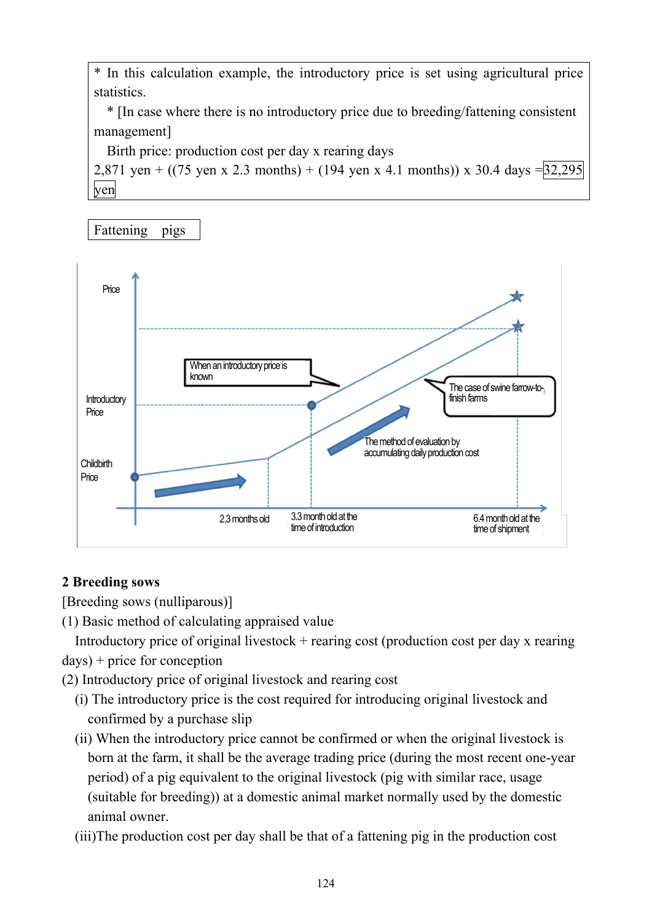> \* In this calculation example, the introductory price is set using agricultural price statistics.
>
> \* [In case where there is no introductory price due to breeding/fattening consistent management]
>
> Birth price: production cost per day x rearing days
>
> 2,871 yen + ((75 yen x 2.3 months) + (194 yen x 4.1 months)) x 30.4 days = 32,295 yen

Fattening pigs

Price

Introductory Price

Childbirth Price

When an introductory price is known

The case of swine farrow-to-finish farms

The method of evaluation by accumulating daily production cost

2.3 months old

3.3 month old at the time of introduction

6.4 month old at the time of shipment

## 2 Breeding sows

[Breeding sows (nulliparous)]

(1) Basic method of calculating appraised value

Introductory price of original livestock + rearing cost (production cost per day x rearing days) + price for conception

(2) Introductory price of original livestock and rearing cost

(i) The introductory price is the cost required for introducing original livestock and confirmed by a purchase slip

(ii) When the introductory price cannot be confirmed or when the original livestock is born at the farm, it shall be the average trading price (during the most recent one-year period) of a pig equivalent to the original livestock (pig with similar race, usage (suitable for breeding)) at a domestic animal market normally used by the domestic animal owner.

(iii)The production cost per day shall be that of a fattening pig in the production cost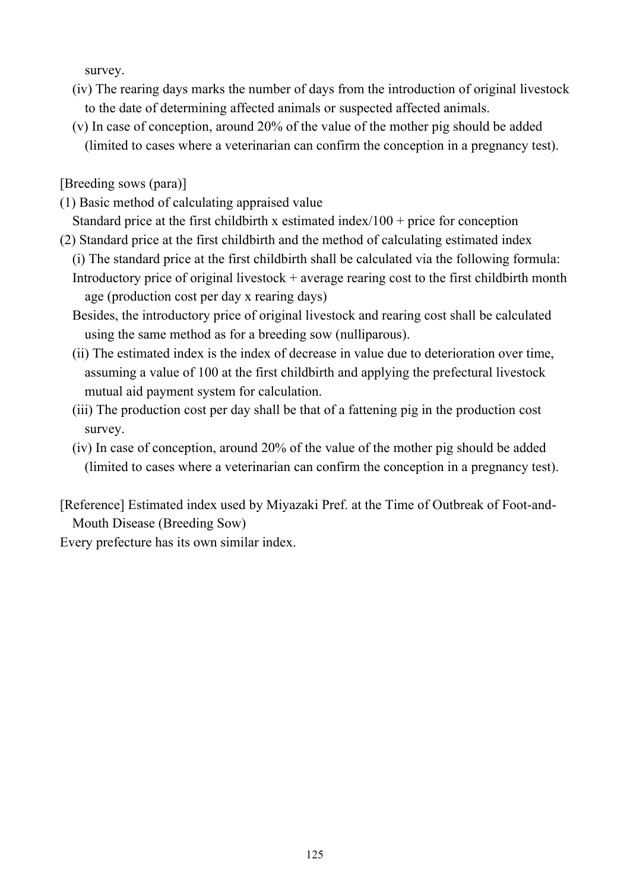survey.

(iv) The rearing days marks the number of days from the introduction of original livestock to the date of determining affected animals or suspected affected animals.

(v) In case of conception, around 20% of the value of the mother pig should be added (limited to cases where a veterinarian can confirm the conception in a pregnancy test).

[Breeding sows (para)]

(1) Basic method of calculating appraised value

Standard price at the first childbirth x estimated index/100 + price for conception

(2) Standard price at the first childbirth and the method of calculating estimated index

(i) The standard price at the first childbirth shall be calculated via the following formula:

Introductory price of original livestock + average rearing cost to the first childbirth month age (production cost per day x rearing days)

Besides, the introductory price of original livestock and rearing cost shall be calculated using the same method as for a breeding sow (nulliparous).

(ii) The estimated index is the index of decrease in value due to deterioration over time, assuming a value of 100 at the first childbirth and applying the prefectural livestock mutual aid payment system for calculation.

(iii) The production cost per day shall be that of a fattening pig in the production cost survey.

(iv) In case of conception, around 20% of the value of the mother pig should be added (limited to cases where a veterinarian can confirm the conception in a pregnancy test).

[Reference] Estimated index used by Miyazaki Pref. at the Time of Outbreak of Foot-and-Mouth Disease (Breeding Sow)

Every prefecture has its own similar index.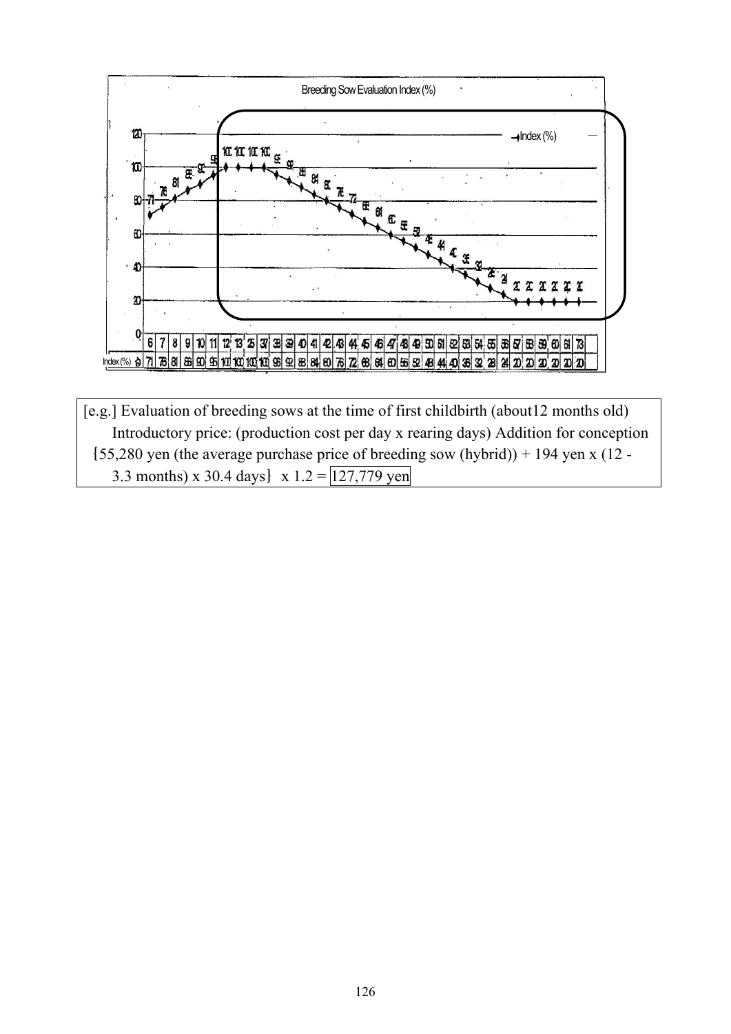Breeding Sow Evaluation Index (%)

| Age (months) | 6 | 7 | 8 | 9 | 10 | 11 | 12 | 13 | 25 | 37 | 38 | 39 | 40 | 41 | 42 | 43 | 44 | 45 | 46 | 47 | 48 | 49 | 50 | 51 | 52 | 53 | 54 | 55 | 56 | 57 | 58 | 59 | 60 | 61 | 73 |
|---|---|---|---|---|---|---|---|---|---|---|---|---|---|---|---|---|---|---|---|---|---|---|---|---|---|---|---|---|---|---|---|---|---|---|---|
| Index (%) | 71 | 76 | 81 | 86 | 90 | 95 | 100 | 100 | 100 | 100 | 96 | 92 | 88 | 84 | 80 | 76 | 72 | 68 | 64 | 60 | 56 | 52 | 48 | 44 | 40 | 36 | 32 | 28 | 24 | 20 | 20 | 20 | 20 | 20 | 20 |

[e.g.] Evaluation of breeding sows at the time of first childbirth (about12 months old)

Introductory price: (production cost per day x rearing days) Addition for conception

{55,280 yen (the average purchase price of breeding sow (hybrid)) + 194 yen x (12 - 3.3 months) x 30.4 days} x 1.2 = 127,779 yen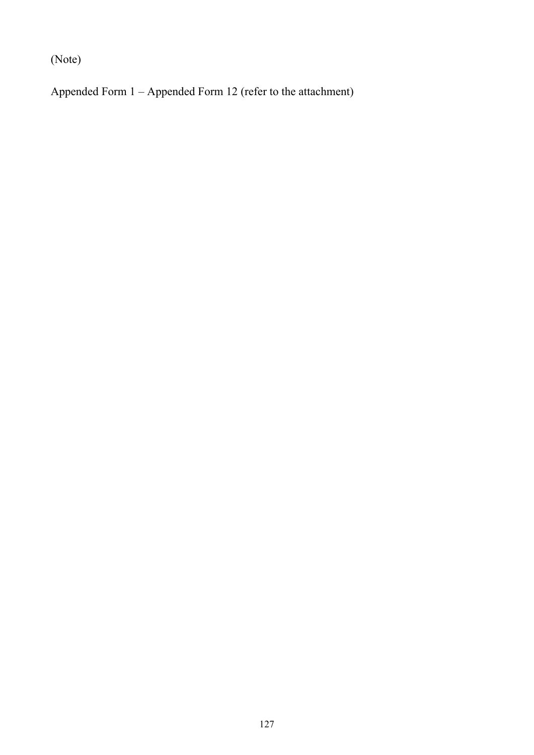(Note)

Appended Form 1 – Appended Form 12 (refer to the attachment)